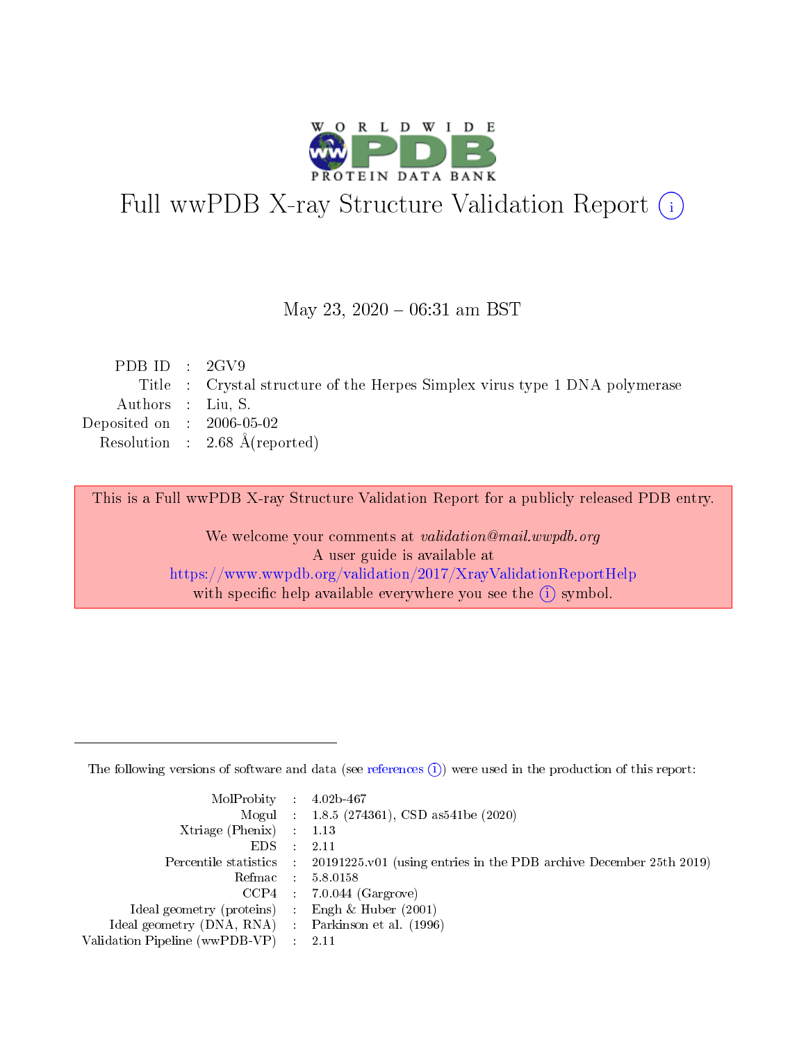# Full wwPDB X-ray Structure Validation Report (i)

May 23, 2020 – 06:31 am BST

| | | |
|---|---|---|
| PDB ID | : | 2GV9 |
| Title | : | Crystal structure of the Herpes Simplex virus type 1 DNA polymerase |
| Authors | : | Liu, S. |
| Deposited on | : | 2006-05-02 |
| Resolution | : | 2.68 Å(reported) |

This is a Full wwPDB X-ray Structure Validation Report for a publicly released PDB entry.

We welcome your comments at *validation@mail.wwpdb.org*
A user guide is available at
https://www.wwpdb.org/validation/2017/XrayValidationReportHelp
with specific help available everywhere you see the (i) symbol.

The following versions of software and data (see references (i)) were used in the production of this report:

| | | |
|---|---|---|
| MolProbity | : | 4.02b-467 |
| Mogul | : | 1.8.5 (274361), CSD as541be (2020) |
| Xtriage (Phenix) | : | 1.13 |
| EDS | : | 2.11 |
| Percentile statistics | : | 20191225.v01 (using entries in the PDB archive December 25th 2019) |
| Refmac | : | 5.8.0158 |
| CCP4 | : | 7.0.044 (Gargrove) |
| Ideal geometry (proteins) | : | Engh & Huber (2001) |
| Ideal geometry (DNA, RNA) | : | Parkinson et al. (1996) |
| Validation Pipeline (wwPDB-VP) | : | 2.11 |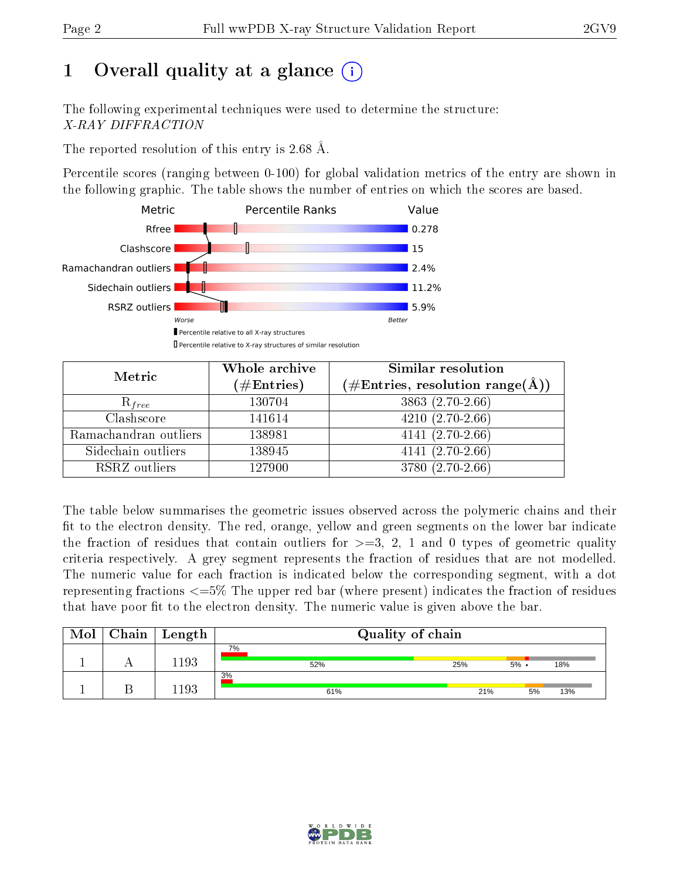# 1 Overall quality at a glance (i)

The following experimental techniques were used to determine the structure:
*X-RAY DIFFRACTION*

The reported resolution of this entry is 2.68 Å.

Percentile scores (ranging between 0-100) for global validation metrics of the entry are shown in the following graphic. The table shows the number of entries on which the scores are based.

Metric | Percentile Ranks | Value

Rfree 0.278

Clashscore 15

Ramachandran outliers 2.4%

Sidechain outliers 11.2%

RSRZ outliers 5.9%

Worse | Better

Percentile relative to all X-ray structures

Percentile relative to X-ray structures of similar resolution

| Metric | Whole archive (#Entries) | Similar resolution (#Entries, resolution range(Å)) |
|---|---|---|
| $R_{free}$ | 130704 | 3863 (2.70-2.66) |
| Clashscore | 141614 | 4210 (2.70-2.66) |
| Ramachandran outliers | 138981 | 4141 (2.70-2.66) |
| Sidechain outliers | 138945 | 4141 (2.70-2.66) |
| RSRZ outliers | 127900 | 3780 (2.70-2.66) |

The table below summarises the geometric issues observed across the polymeric chains and their fit to the electron density. The red, orange, yellow and green segments on the lower bar indicate the fraction of residues that contain outliers for >=3, 2, 1 and 0 types of geometric quality criteria respectively. A grey segment represents the fraction of residues that are not modelled. The numeric value for each fraction is indicated below the corresponding segment, with a dot representing fractions <=5% The upper red bar (where present) indicates the fraction of residues that have poor fit to the electron density. The numeric value is given above the bar.

| Mol | Chain | Length | Quality of chain |
|---|---|---|---|
| 1 | A | 1193 | 7% / 52% 25% 5% • 18% |
| 1 | B | 1193 | 3% / 61% 21% 5% 13% |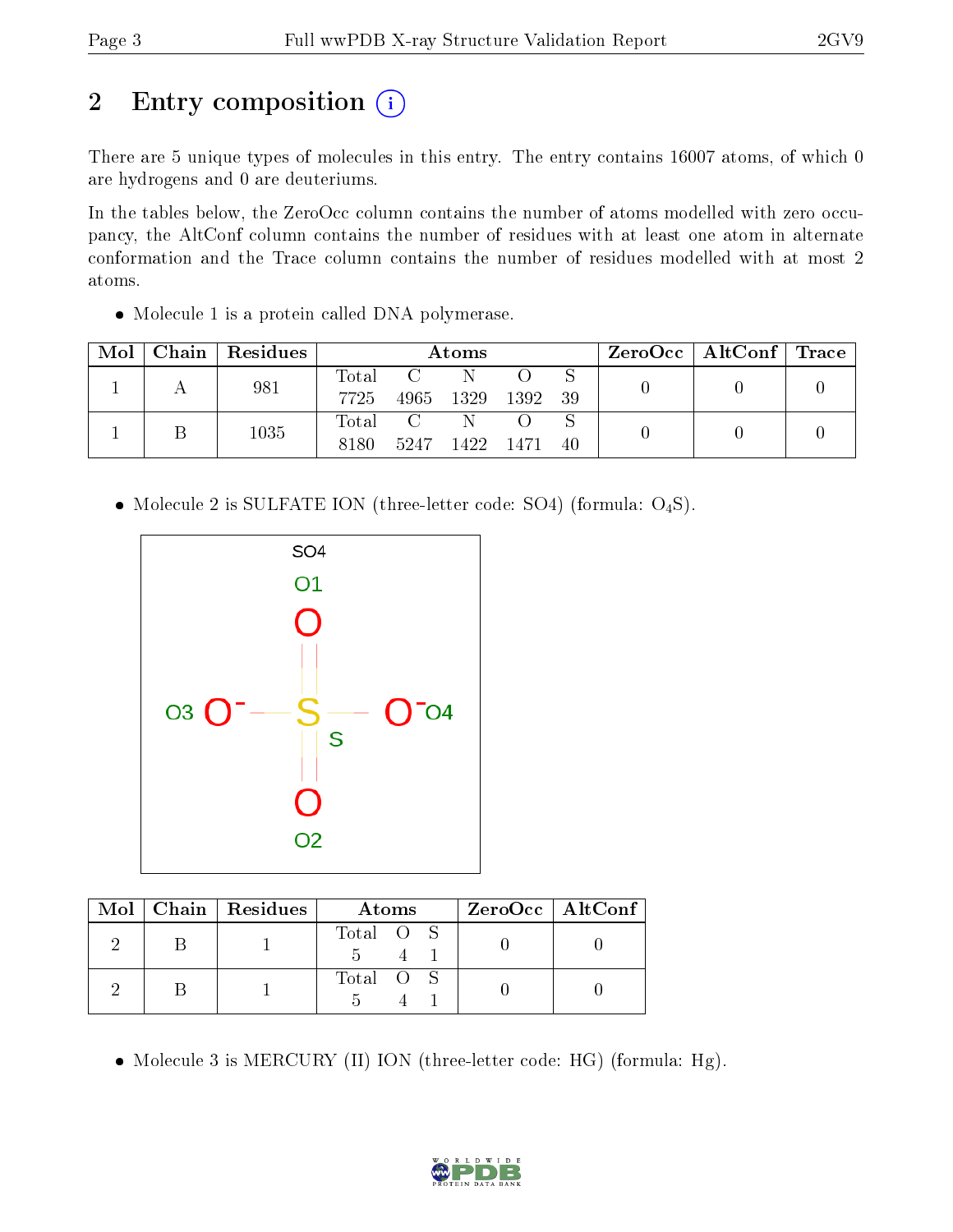# 2 Entry composition

There are 5 unique types of molecules in this entry. The entry contains 16007 atoms, of which 0 are hydrogens and 0 are deuteriums.

In the tables below, the ZeroOcc column contains the number of atoms modelled with zero occupancy, the AltConf column contains the number of residues with at least one atom in alternate conformation and the Trace column contains the number of residues modelled with at most 2 atoms.

- Molecule 1 is a protein called DNA polymerase.

| Mol | Chain | Residues | Atoms | | | | | ZeroOcc | AltConf | Trace |
|---|---|---|---|---|---|---|---|---|---|---|
| 1 | A | 981 | Total 7725 | C 4965 | N 1329 | O 1392 | S 39 | 0 | 0 | 0 |
| 1 | B | 1035 | Total 8180 | C 5247 | N 1422 | O 1471 | S 40 | 0 | 0 | 0 |

- Molecule 2 is SULFATE ION (three-letter code: SO4) (formula: $O_4S$).

SO4

| Mol | Chain | Residues | Atoms | | | ZeroOcc | AltConf |
|---|---|---|---|---|---|---|---|
| 2 | B | 1 | Total 5 | O 4 | S 1 | 0 | 0 |
| 2 | B | 1 | Total 5 | O 4 | S 1 | 0 | 0 |

- Molecule 3 is MERCURY (II) ION (three-letter code: HG) (formula: Hg).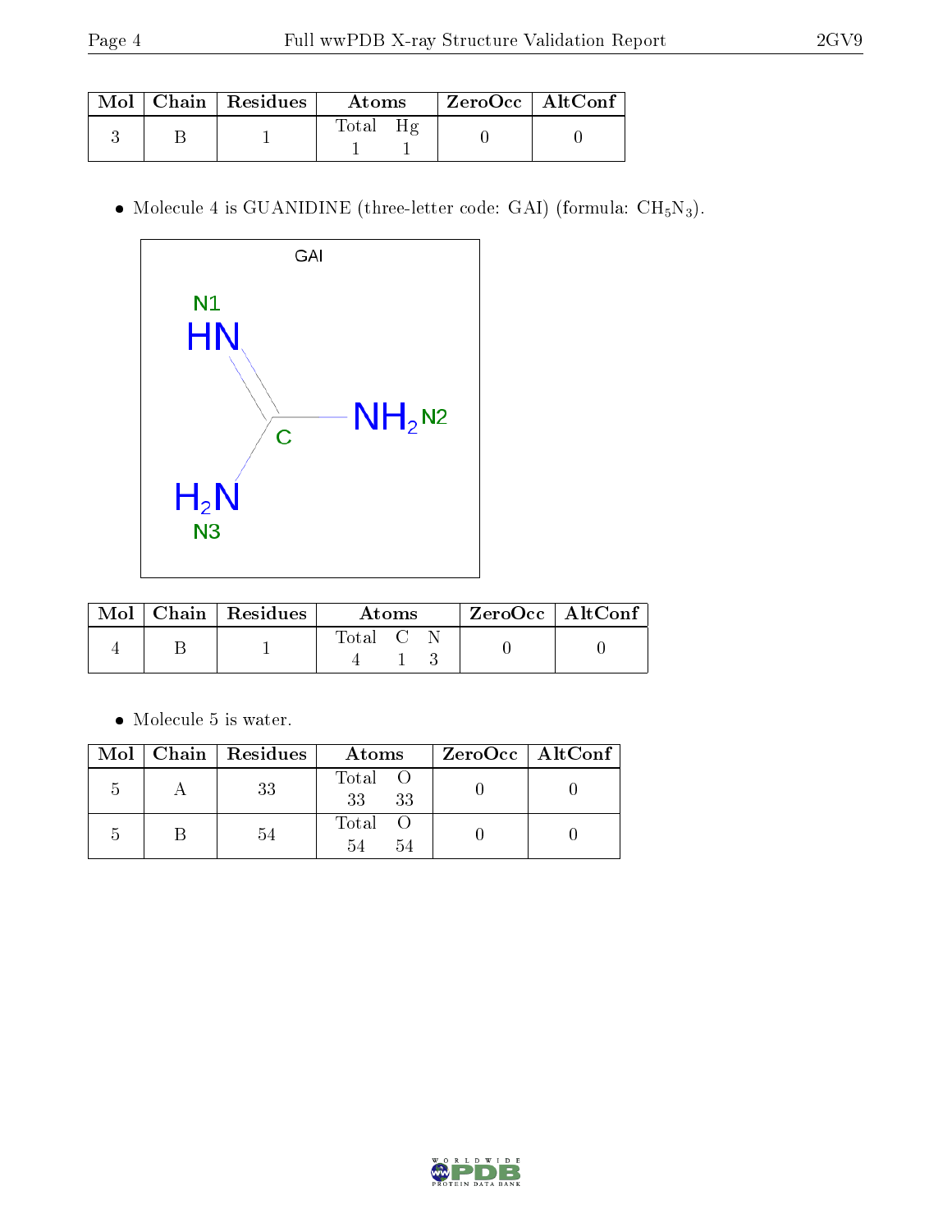| Mol | Chain | Residues | Atoms | | ZeroOcc | AltConf |
|---|---|---|---|---|---|---|
| | | | Total | Hg | | |
| 3 | B | 1 | 1 | 1 | 0 | 0 |

- Molecule 4 is GUANIDINE (three-letter code: GAI) (formula: $CH_5N_3$).

GAI

N1
HN
C
NH2 N2
H2N
N3

| Mol | Chain | Residues | Atoms | | | ZeroOcc | AltConf |
|---|---|---|---|---|---|---|---|
| | | | Total | C | N | | |
| 4 | B | 1 | 4 | 1 | 3 | 0 | 0 |

- Molecule 5 is water.

| Mol | Chain | Residues | Atoms | | ZeroOcc | AltConf |
|---|---|---|---|---|---|---|
| | | | Total | O | | |
| 5 | A | 33 | 33 | 33 | 0 | 0 |
| 5 | B | 54 | 54 | 54 | 0 | 0 |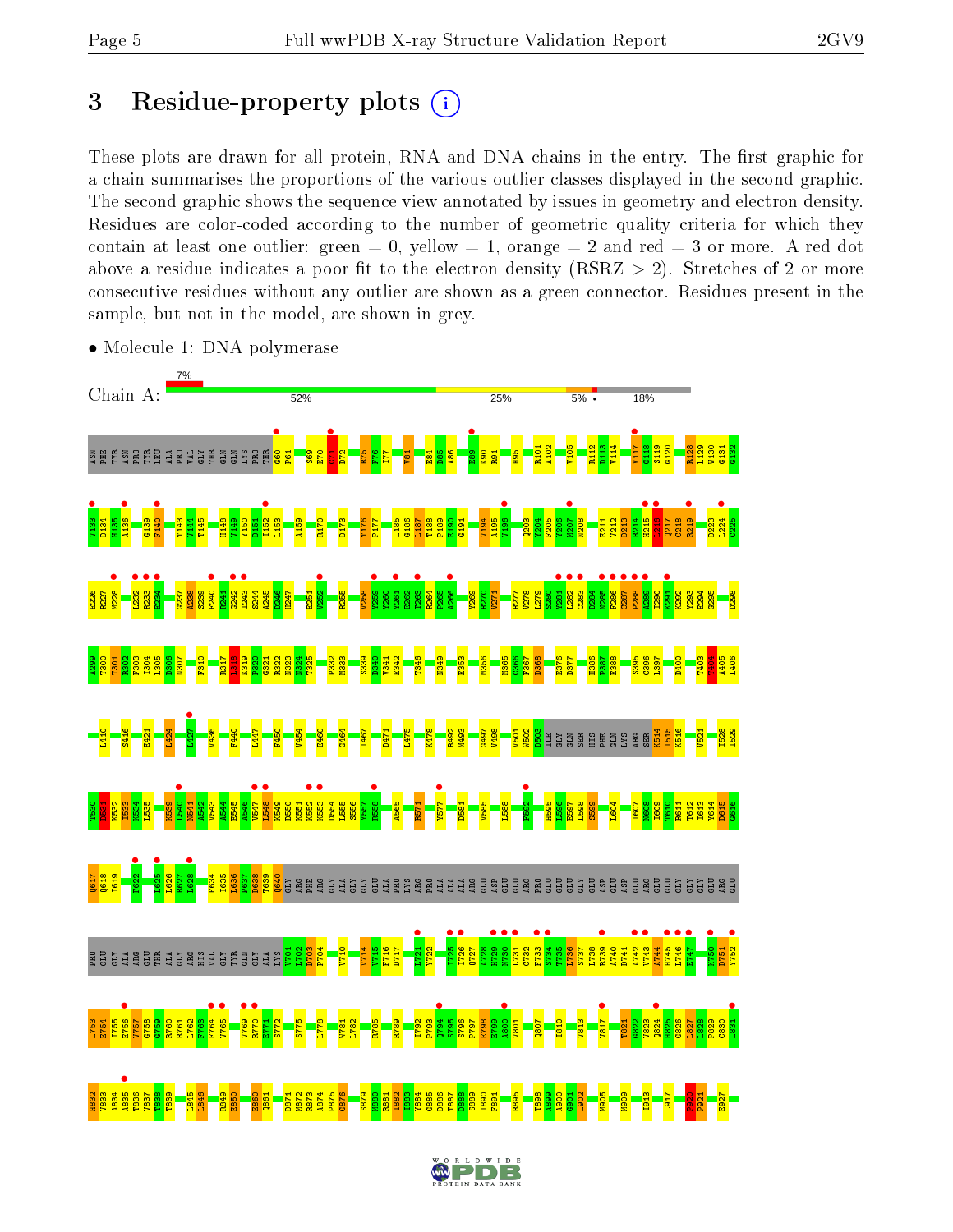# 3 Residue-property plots

These plots are drawn for all protein, RNA and DNA chains in the entry. The first graphic for a chain summarises the proportions of the various outlier classes displayed in the second graphic. The second graphic shows the sequence view annotated by issues in geometry and electron density. Residues are color-coded according to the number of geometric quality criteria for which they contain at least one outlier: green = 0, yellow = 1, orange = 2 and red = 3 or more. A red dot above a residue indicates a poor fit to the electron density (RSRZ > 2). Stretches of 2 or more consecutive residues without any outlier are shown as a green connector. Residues present in the sample, but not in the model, are shown in grey.

- Molecule 1: DNA polymerase

Chain A:

7%

52%

25%

5%

18%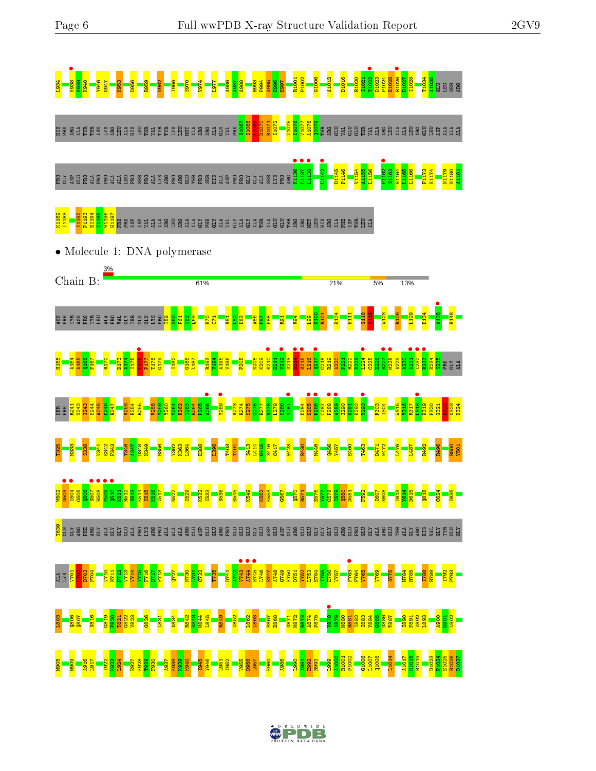I934 K938 K939 K940 Y946 G947 K953 D956 R959 N962 I966 S970 Y974 L977 A986 A987 A988 R993 P994 A995 E996 E997 R1001 P1002 G1006 A1012 D1016 R1020 I1021 T1022 D1023 P1024 E1025 R1026 D1027 I1028 T1034 A1035 GLU LEU SER ARG

HIS PRO ARG ALA TYR THR ASN LYS ARG LEU ALA HIS LEU THR VAL TYR TYR LYS LEU MET ALA ARG ARG ALA GLN VAL PRO S1067 I1068 K1069 D1070 R1071 I1072 V1075 E1076 Y1077 A1078 Q1079 THR ARG GLU VAL GLU THR VAL ALA ARG LEU ALA ALA LEU ARG GLU LEU ASP ALA ALA ALA

PRO GLY ASP GLU PRO ALA PRO ALA ALA LEU PRO SER PRO ALA LYS ARG PRO ARG GLU THR PRO SER HIS ALA ASP PRO PRO GLY GLY ALA SER LYS PRO ARG K1136 L1137 L1138 L1142 D1145 P1146 V1154 A1155 L1156 F1162 S1163 H1164 L1165 L1166 F1173 K1174 N1179 N1180 A1181

K1182 L1183 I1192 P1193 E1194 V1195 W1196 H1197 PRO PRO ASP VAL ALA ALA ARG LEU ARG ALA ALA GLY PHE GLY ALA VAL GLY ALA GLY ALA THR ALA GLU GLU THR ARG ARG MET LEU HIS ARG ALA PHE ASP THR LEU ALA

- Molecule 1: DNA polymerase

Chain B:

3%

61%

21%

5%

13%

ASN PHE TYR ASN PRO TYR LEU ALA PRO VAL GLY THR GLN GLN LYS PRO T59 G60 F61 T62 Q63 E70 C71 V81 L82 D83 A86 P87 F88 R91 V94 I99 K100 R101 K104 E111 G118 S119 W123 R126 L129 D134 A138 H148

H158 A164 A165 Q166 F167 R170 D173 A174 I175 T176 P177 T178 G179 I182 G186 L187 R193 V194 A195 V196 F205 N208 K209 E210 E211 V212 D213 M214 H215 L216 Q217 C218 R219 A220 P221 R222 D223 L224 C225 E226 R227 M228 A229 A230 A231 L232 R233 E234 S235 PRO GLY ALA

SER PHE R241 G242 I243 S244 A245 D246 H247 V253 E254 R255 V258 V259 Y260 V261 R262 R263 R264 F265 A266 Y269 V273 R274 S275 G276 R277 V278 L279 S280 V281 D284 M285 F286 C287 F288 A289 I290 K291 K292 Y293 F303 I304 W315 Y316 R317 L318 K319 P320 G321 R322 N323 N324

T325 M333 S338 V341 E342 F343 T346 A347 D348 N349 M356 Y362 K363 L364 E388 L398 T403 T404 S413 L414 G415 S416 C417 H423 R430 M446 Q456 Y457 E460 T463 D471 W472 L476 L487 R492 R496 R500 V501

W502 D503 Y504 G505 Q506 S507 H508 F509 Q510 K511 R512 S513 K514 I515 K516 V517 N522 I529 K532 I533 S536 E545 K549 K552 K553 G567 Q570 R571 E576 V577 Q578 I579 Q580 D581 F592 I607 N608 I613 V614 D615 Q618 C624 I635

T639 GLN GLY ARG PHE ARG GLY ALA GLY GLY ALA PRO LYS ARG PRO ALA ALA ALA ARG GLU ASP GLU GLU ARG PRO GLU GLU GLU GLY ASP GLU ASP GLU ARG GLU GLU GLY GLY GLY GLU ARG GLU PRO GLU GLY ALA ARG GLU THR ALA GLY ARG HIS VAL GLY TYR GLN GLY

ALA LYS Y701 K702 D703 P704 V710 N711 P712 V713 V714 V715 F716 D717 F718 Q727 N730 L731 C732 T735 D741 A742 V743 A744 H745 L746 E747 A748 G749 K750 D751 T752 I753 E754 V755 E756 V757 F763 F764 V765 V769 S775 M784 R785 I788 R789 I792 P793

L803 Q806 Q807 S816 G819 F820 T821 G822 V823 G826 L831 A834 R842 E843 M844 L845 R849 V852 L862 L863 P867 E868 D871 M872 R873 T874 F875 V878 S879 M880 R881 I882 I883 Y884 G885 D886 T887 I890 F891 V892 L893 A900 G901 L902

N905 N909 A916 L917 I922 K923 L924 E927 K928 T929 F930 A937 K938 K939 R940 I945 Y946 L951 I952 V955 D956 L957 K960 A986 L990 D991 R992 R993 L999 A1000 R1001 P1002 G1006 L1007 Q1008 L1014 A1017 H1018 R1019 D1023 P1024 E1025 R1026 D1027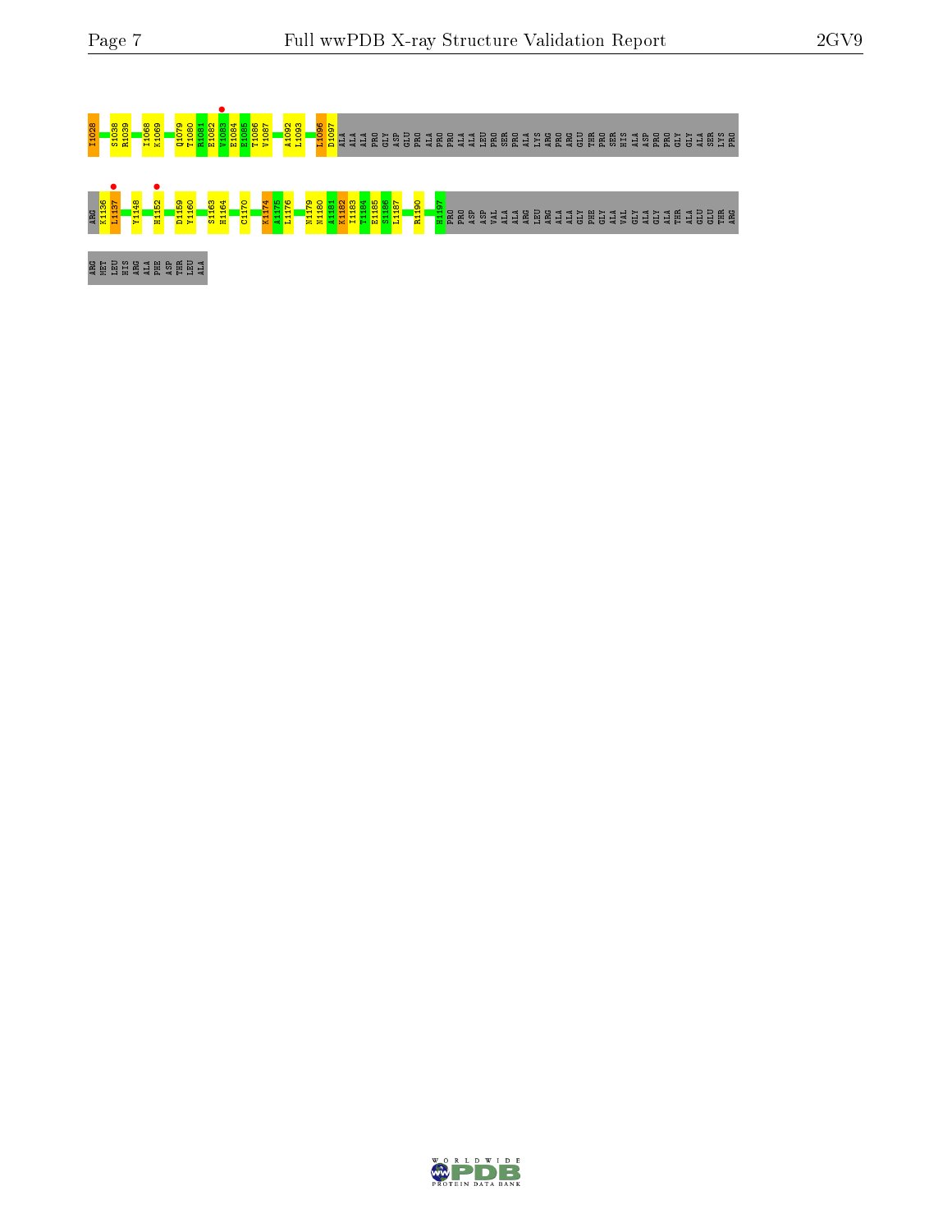I1028 S1038 R1039 I1068 K1069 Q1079 T1080 R1081 E1082 V1083 E1084 E1085 T1086 V1087 A1092 L1093 L1096 D1097 ALA ALA PRO GLY ASP GLU PRO ALA PRO PRO ALA ALA LEU PRO SER PRO ALA LYS ARG PRO ARG GLU THR PRO SER HIS ALA ASP PRO GLY ALA SER LYS PRO

ARG K1136 L1137 Y1148 H1152 D1159 Y1160 S1163 H1164 C1170 K1174 A1175 L1176 N1179 N1180 A1181 K1182 I1183 T1184 E1185 S1186 L1187 R1190 H1197 PRO PRO ASP ASP VAL ALA ALA ARG LEU ARG ALA ALA GLY PHE GLY ALA VAL GLY ALA GLY ALA THR ALA GLU GLU THR ARG

ARG MET LEU HIS ARG ALA PHE ASP THR LEU ALA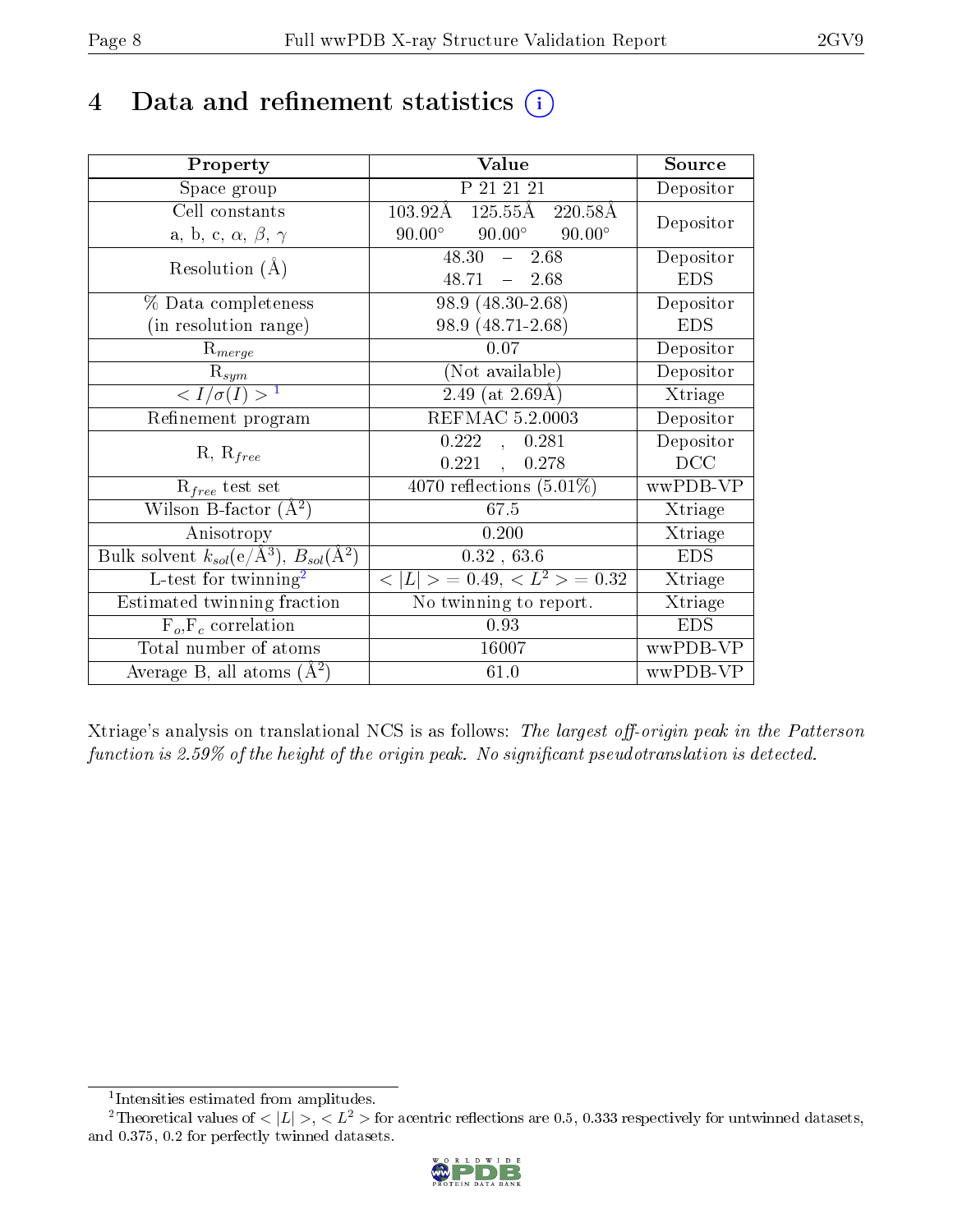# 4 Data and refinement statistics

| Property | Value | Source |
|---|---|---|
| Space group | P 21 21 21 | Depositor |
| Cell constants<br>a, b, c, $\alpha$, $\beta$, $\gamma$ | 103.92Å 125.55Å 220.58Å<br>90.00° 90.00° 90.00° | Depositor |
| Resolution (Å) | 48.30 – 2.68<br>48.71 – 2.68 | Depositor<br>EDS |
| % Data completeness<br>(in resolution range) | 98.9 (48.30-2.68)<br>98.9 (48.71-2.68) | Depositor<br>EDS |
| $R_{merge}$ | 0.07 | Depositor |
| $R_{sym}$ | (Not available) | Depositor |
| $< I/\sigma(I) >$ [1] | 2.49 (at 2.69Å) | Xtriage |
| Refinement program | REFMAC 5.2.0003 | Depositor |
| R, $R_{free}$ | 0.222 , 0.281<br>0.221 , 0.278 | Depositor<br>DCC |
| $R_{free}$ test set | 4070 reflections (5.01%) | wwPDB-VP |
| Wilson B-factor (Å$^2$) | 67.5 | Xtriage |
| Anisotropy | 0.200 | Xtriage |
| Bulk solvent $k_{sol}$(e/Å$^3$), $B_{sol}$(Å$^2$) | 0.32 , 63.6 | EDS |
| L-test for twinning[2] | $< \|L\| > = 0.49$, $< L^2 > = 0.32$ | Xtriage |
| Estimated twinning fraction | No twinning to report. | Xtriage |
| $F_o$,$F_c$ correlation | 0.93 | EDS |
| Total number of atoms | 16007 | wwPDB-VP |
| Average B, all atoms (Å$^2$) | 61.0 | wwPDB-VP |

Xtriage's analysis on translational NCS is as follows: *The largest off-origin peak in the Patterson function is 2.59% of the height of the origin peak. No significant pseudotranslation is detected.*

[1] Intensities estimated from amplitudes.

[2] Theoretical values of $< |L| >$, $< L^2 >$ for acentric reflections are 0.5, 0.333 respectively for untwinned datasets, and 0.375, 0.2 for perfectly twinned datasets.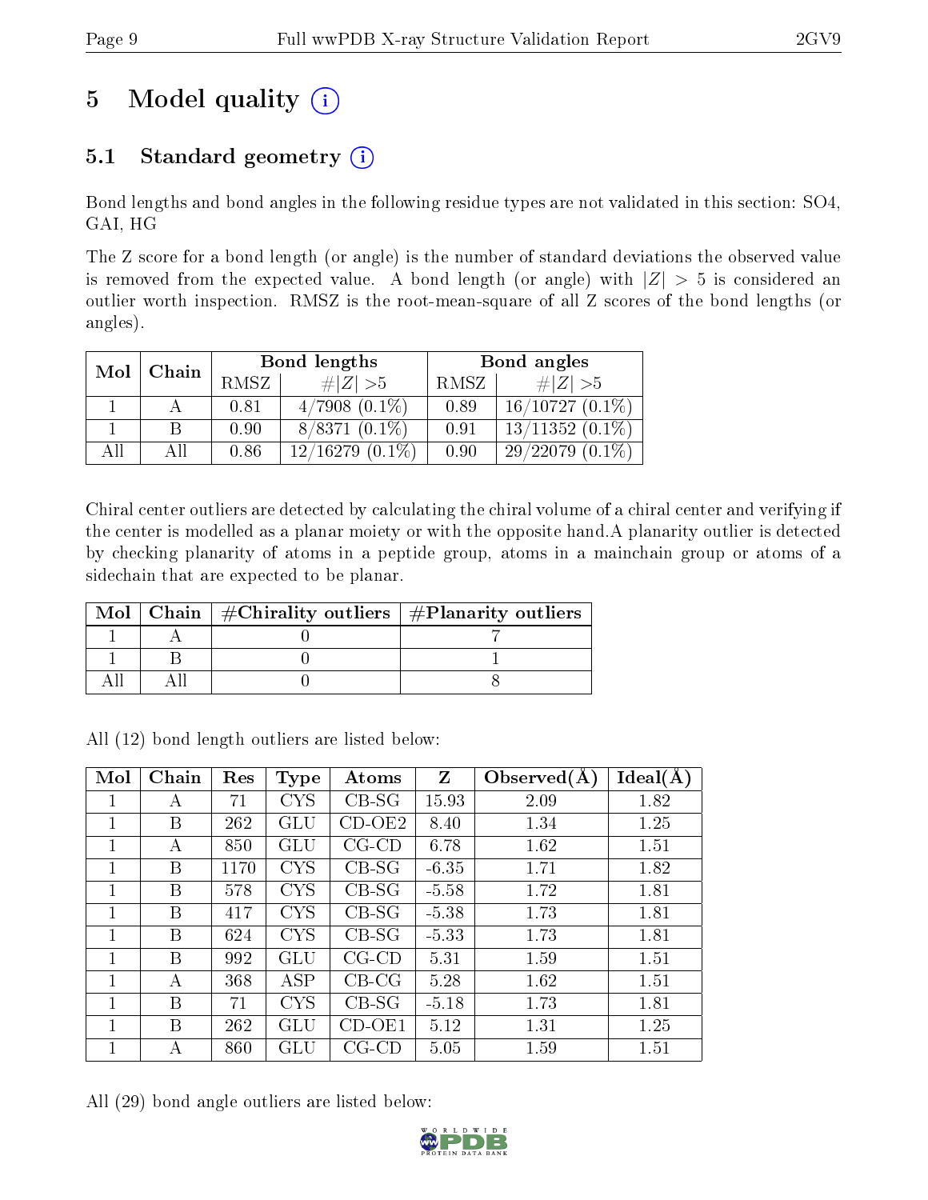# 5 Model quality (i)

## 5.1 Standard geometry (i)

Bond lengths and bond angles in the following residue types are not validated in this section: SO4, GAI, HG

The Z score for a bond length (or angle) is the number of standard deviations the observed value is removed from the expected value. A bond length (or angle) with $|Z| > 5$ is considered an outlier worth inspection. RMSZ is the root-mean-square of all Z scores of the bond lengths (or angles).

| Mol | Chain | Bond lengths | | Bond angles | |
|---|---|---|---|---|---|
| | | RMSZ | #$\|Z\|$ >5 | RMSZ | #$\|Z\|$ >5 |
| 1 | A | 0.81 | 4/7908 (0.1%) | 0.89 | 16/10727 (0.1%) |
| 1 | B | 0.90 | 8/8371 (0.1%) | 0.91 | 13/11352 (0.1%) |
| All | All | 0.86 | 12/16279 (0.1%) | 0.90 | 29/22079 (0.1%) |

Chiral center outliers are detected by calculating the chiral volume of a chiral center and verifying if the center is modelled as a planar moiety or with the opposite hand.A planarity outlier is detected by checking planarity of atoms in a peptide group, atoms in a mainchain group or atoms of a sidechain that are expected to be planar.

| Mol | Chain | #Chirality outliers | #Planarity outliers |
|---|---|---|---|
| 1 | A | 0 | 7 |
| 1 | B | 0 | 1 |
| All | All | 0 | 8 |

All (12) bond length outliers are listed below:

| Mol | Chain | Res | Type | Atoms | Z | Observed(Å) | Ideal(Å) |
|---|---|---|---|---|---|---|---|
| 1 | A | 71 | CYS | CB-SG | 15.93 | 2.09 | 1.82 |
| 1 | B | 262 | GLU | CD-OE2 | 8.40 | 1.34 | 1.25 |
| 1 | A | 850 | GLU | CG-CD | 6.78 | 1.62 | 1.51 |
| 1 | B | 1170 | CYS | CB-SG | -6.35 | 1.71 | 1.82 |
| 1 | B | 578 | CYS | CB-SG | -5.58 | 1.72 | 1.81 |
| 1 | B | 417 | CYS | CB-SG | -5.38 | 1.73 | 1.81 |
| 1 | B | 624 | CYS | CB-SG | -5.33 | 1.73 | 1.81 |
| 1 | B | 992 | GLU | CG-CD | 5.31 | 1.59 | 1.51 |
| 1 | A | 368 | ASP | CB-CG | 5.28 | 1.62 | 1.51 |
| 1 | B | 71 | CYS | CB-SG | -5.18 | 1.73 | 1.81 |
| 1 | B | 262 | GLU | CD-OE1 | 5.12 | 1.31 | 1.25 |
| 1 | A | 860 | GLU | CG-CD | 5.05 | 1.59 | 1.51 |

All (29) bond angle outliers are listed below: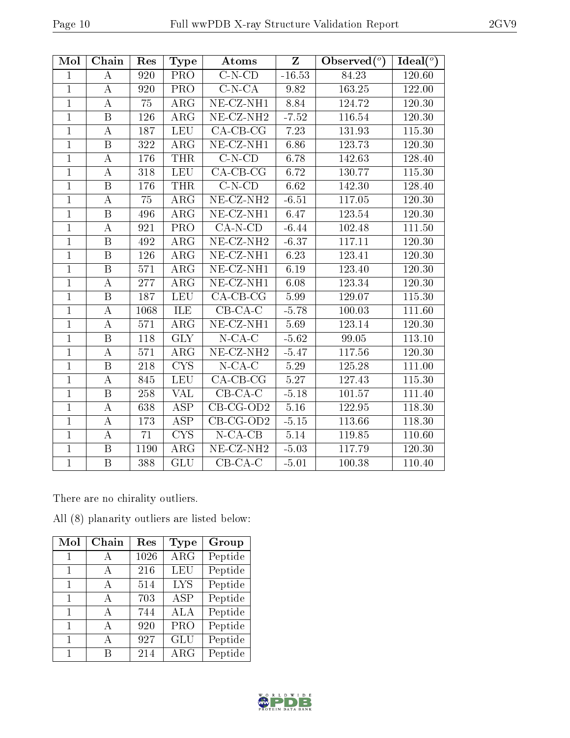| Mol | Chain | Res | Type | Atoms | Z | Observed(°) | Ideal(°) |
|---|---|---|---|---|---|---|---|
| 1 | A | 920 | PRO | C-N-CD | -16.53 | 84.23 | 120.60 |
| 1 | A | 920 | PRO | C-N-CA | 9.82 | 163.25 | 122.00 |
| 1 | A | 75 | ARG | NE-CZ-NH1 | 8.84 | 124.72 | 120.30 |
| 1 | B | 126 | ARG | NE-CZ-NH2 | -7.52 | 116.54 | 120.30 |
| 1 | A | 187 | LEU | CA-CB-CG | 7.23 | 131.93 | 115.30 |
| 1 | B | 322 | ARG | NE-CZ-NH1 | 6.86 | 123.73 | 120.30 |
| 1 | A | 176 | THR | C-N-CD | 6.78 | 142.63 | 128.40 |
| 1 | A | 318 | LEU | CA-CB-CG | 6.72 | 130.77 | 115.30 |
| 1 | B | 176 | THR | C-N-CD | 6.62 | 142.30 | 128.40 |
| 1 | A | 75 | ARG | NE-CZ-NH2 | -6.51 | 117.05 | 120.30 |
| 1 | B | 496 | ARG | NE-CZ-NH1 | 6.47 | 123.54 | 120.30 |
| 1 | A | 921 | PRO | CA-N-CD | -6.44 | 102.48 | 111.50 |
| 1 | B | 492 | ARG | NE-CZ-NH2 | -6.37 | 117.11 | 120.30 |
| 1 | B | 126 | ARG | NE-CZ-NH1 | 6.23 | 123.41 | 120.30 |
| 1 | B | 571 | ARG | NE-CZ-NH1 | 6.19 | 123.40 | 120.30 |
| 1 | A | 277 | ARG | NE-CZ-NH1 | 6.08 | 123.34 | 120.30 |
| 1 | B | 187 | LEU | CA-CB-CG | 5.99 | 129.07 | 115.30 |
| 1 | A | 1068 | ILE | CB-CA-C | -5.78 | 100.03 | 111.60 |
| 1 | A | 571 | ARG | NE-CZ-NH1 | 5.69 | 123.14 | 120.30 |
| 1 | B | 118 | GLY | N-CA-C | -5.62 | 99.05 | 113.10 |
| 1 | A | 571 | ARG | NE-CZ-NH2 | -5.47 | 117.56 | 120.30 |
| 1 | B | 218 | CYS | N-CA-C | 5.29 | 125.28 | 111.00 |
| 1 | A | 845 | LEU | CA-CB-CG | 5.27 | 127.43 | 115.30 |
| 1 | B | 258 | VAL | CB-CA-C | -5.18 | 101.57 | 111.40 |
| 1 | A | 638 | ASP | CB-CG-OD2 | 5.16 | 122.95 | 118.30 |
| 1 | A | 173 | ASP | CB-CG-OD2 | -5.15 | 113.66 | 118.30 |
| 1 | A | 71 | CYS | N-CA-CB | 5.14 | 119.85 | 110.60 |
| 1 | B | 1190 | ARG | NE-CZ-NH2 | -5.03 | 117.79 | 120.30 |
| 1 | B | 388 | GLU | CB-CA-C | -5.01 | 100.38 | 110.40 |

There are no chirality outliers.

All (8) planarity outliers are listed below:

| Mol | Chain | Res | Type | Group |
|---|---|---|---|---|
| 1 | A | 1026 | ARG | Peptide |
| 1 | A | 216 | LEU | Peptide |
| 1 | A | 514 | LYS | Peptide |
| 1 | A | 703 | ASP | Peptide |
| 1 | A | 744 | ALA | Peptide |
| 1 | A | 920 | PRO | Peptide |
| 1 | A | 927 | GLU | Peptide |
| 1 | B | 214 | ARG | Peptide |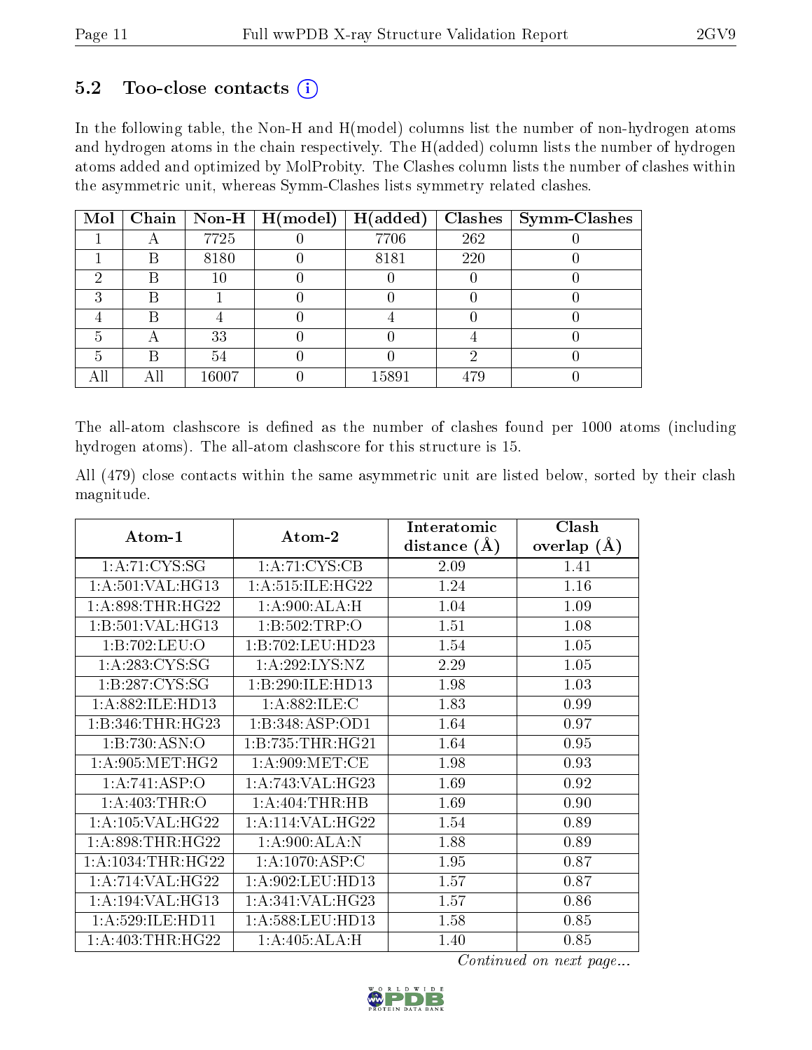## 5.2 Too-close contacts

In the following table, the Non-H and H(model) columns list the number of non-hydrogen atoms and hydrogen atoms in the chain respectively. The H(added) column lists the number of hydrogen atoms added and optimized by MolProbity. The Clashes column lists the number of clashes within the asymmetric unit, whereas Symm-Clashes lists symmetry related clashes.

| Mol | Chain | Non-H | H(model) | H(added) | Clashes | Symm-Clashes |
|---|---|---|---|---|---|---|
| 1 | A | 7725 | 0 | 7706 | 262 | 0 |
| 1 | B | 8180 | 0 | 8181 | 220 | 0 |
| 2 | B | 10 | 0 | 0 | 0 | 0 |
| 3 | B | 1 | 0 | 0 | 0 | 0 |
| 4 | B | 4 | 0 | 4 | 0 | 0 |
| 5 | A | 33 | 0 | 0 | 4 | 0 |
| 5 | B | 54 | 0 | 0 | 2 | 0 |
| All | All | 16007 | 0 | 15891 | 479 | 0 |

The all-atom clashscore is defined as the number of clashes found per 1000 atoms (including hydrogen atoms). The all-atom clashscore for this structure is 15.

All (479) close contacts within the same asymmetric unit are listed below, sorted by their clash magnitude.

| Atom-1 | Atom-2 | Interatomic distance (Å) | Clash overlap (Å) |
|---|---|---|---|
| 1:A:71:CYS:SG | 1:A:71:CYS:CB | 2.09 | 1.41 |
| 1:A:501:VAL:HG13 | 1:A:515:ILE:HG22 | 1.24 | 1.16 |
| 1:A:898:THR:HG22 | 1:A:900:ALA:H | 1.04 | 1.09 |
| 1:B:501:VAL:HG13 | 1:B:502:TRP:O | 1.51 | 1.08 |
| 1:B:702:LEU:O | 1:B:702:LEU:HD23 | 1.54 | 1.05 |
| 1:A:283:CYS:SG | 1:A:292:LYS:NZ | 2.29 | 1.05 |
| 1:B:287:CYS:SG | 1:B:290:ILE:HD13 | 1.98 | 1.03 |
| 1:A:882:ILE:HD13 | 1:A:882:ILE:C | 1.83 | 0.99 |
| 1:B:346:THR:HG23 | 1:B:348:ASP:OD1 | 1.64 | 0.97 |
| 1:B:730:ASN:O | 1:B:735:THR:HG21 | 1.64 | 0.95 |
| 1:A:905:MET:HG2 | 1:A:909:MET:CE | 1.98 | 0.93 |
| 1:A:741:ASP:O | 1:A:743:VAL:HG23 | 1.69 | 0.92 |
| 1:A:403:THR:O | 1:A:404:THR:HB | 1.69 | 0.90 |
| 1:A:105:VAL:HG22 | 1:A:114:VAL:HG22 | 1.54 | 0.89 |
| 1:A:898:THR:HG22 | 1:A:900:ALA:N | 1.88 | 0.89 |
| 1:A:1034:THR:HG22 | 1:A:1070:ASP:C | 1.95 | 0.87 |
| 1:A:714:VAL:HG22 | 1:A:902:LEU:HD13 | 1.57 | 0.87 |
| 1:A:194:VAL:HG13 | 1:A:341:VAL:HG23 | 1.57 | 0.86 |
| 1:A:529:ILE:HD11 | 1:A:588:LEU:HD13 | 1.58 | 0.85 |
| 1:A:403:THR:HG22 | 1:A:405:ALA:H | 1.40 | 0.85 |

*Continued on next page...*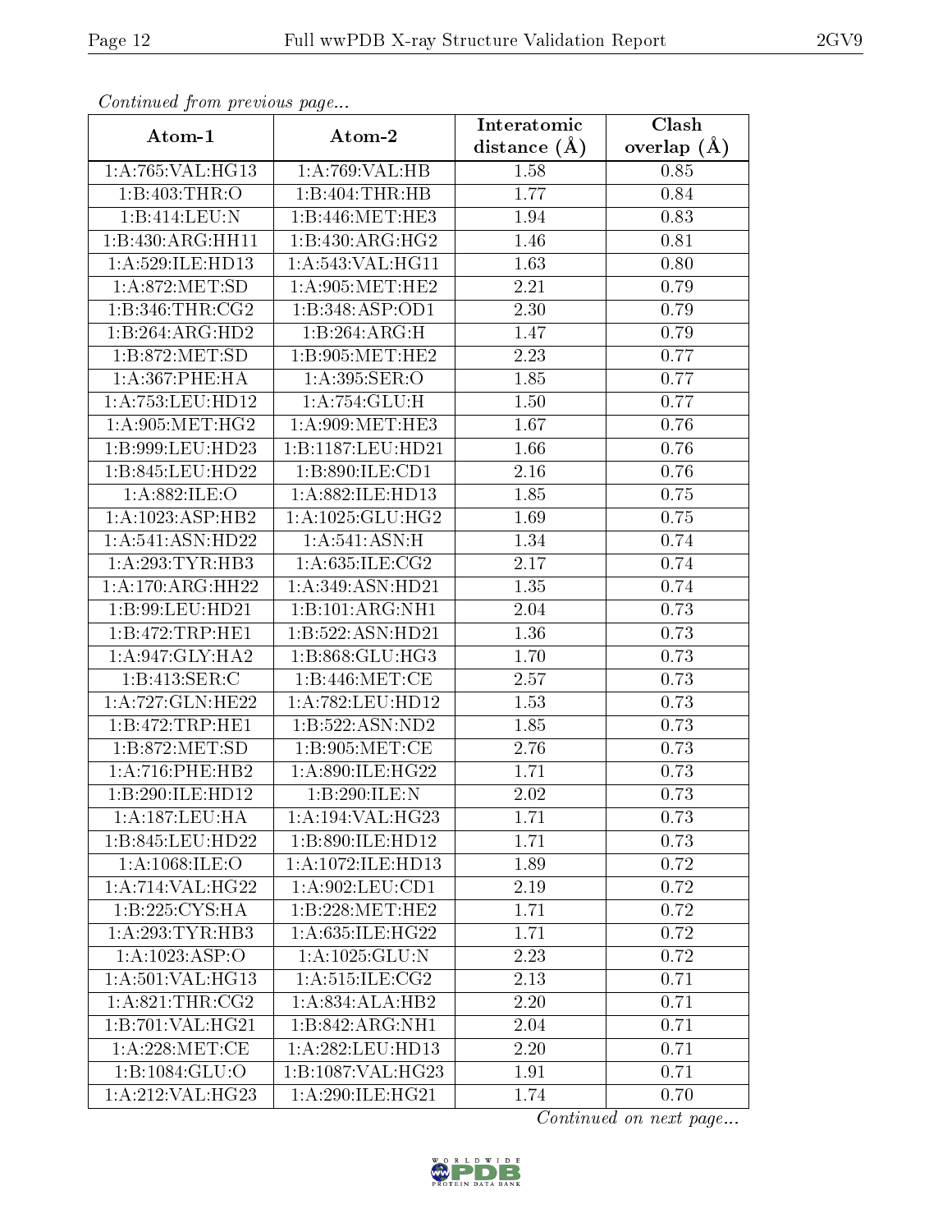*Continued from previous page...*

| Atom-1 | Atom-2 | Interatomic distance (Å) | Clash overlap (Å) |
| --- | --- | --- | --- |
| 1:A:765:VAL:HG13 | 1:A:769:VAL:HB | 1.58 | 0.85 |
| 1:B:403:THR:O | 1:B:404:THR:HB | 1.77 | 0.84 |
| 1:B:414:LEU:N | 1:B:446:MET:HE3 | 1.94 | 0.83 |
| 1:B:430:ARG:HH11 | 1:B:430:ARG:HG2 | 1.46 | 0.81 |
| 1:A:529:ILE:HD13 | 1:A:543:VAL:HG11 | 1.63 | 0.80 |
| 1:A:872:MET:SD | 1:A:905:MET:HE2 | 2.21 | 0.79 |
| 1:B:346:THR:CG2 | 1:B:348:ASP:OD1 | 2.30 | 0.79 |
| 1:B:264:ARG:HD2 | 1:B:264:ARG:H | 1.47 | 0.79 |
| 1:B:872:MET:SD | 1:B:905:MET:HE2 | 2.23 | 0.77 |
| 1:A:367:PHE:HA | 1:A:395:SER:O | 1.85 | 0.77 |
| 1:A:753:LEU:HD12 | 1:A:754:GLU:H | 1.50 | 0.77 |
| 1:A:905:MET:HG2 | 1:A:909:MET:HE3 | 1.67 | 0.76 |
| 1:B:999:LEU:HD23 | 1:B:1187:LEU:HD21 | 1.66 | 0.76 |
| 1:B:845:LEU:HD22 | 1:B:890:ILE:CD1 | 2.16 | 0.76 |
| 1:A:882:ILE:O | 1:A:882:ILE:HD13 | 1.85 | 0.75 |
| 1:A:1023:ASP:HB2 | 1:A:1025:GLU:HG2 | 1.69 | 0.75 |
| 1:A:541:ASN:HD22 | 1:A:541:ASN:H | 1.34 | 0.74 |
| 1:A:293:TYR:HB3 | 1:A:635:ILE:CG2 | 2.17 | 0.74 |
| 1:A:170:ARG:HH22 | 1:A:349:ASN:HD21 | 1.35 | 0.74 |
| 1:B:99:LEU:HD21 | 1:B:101:ARG:NH1 | 2.04 | 0.73 |
| 1:B:472:TRP:HE1 | 1:B:522:ASN:HD21 | 1.36 | 0.73 |
| 1:A:947:GLY:HA2 | 1:B:868:GLU:HG3 | 1.70 | 0.73 |
| 1:B:413:SER:C | 1:B:446:MET:CE | 2.57 | 0.73 |
| 1:A:727:GLN:HE22 | 1:A:782:LEU:HD12 | 1.53 | 0.73 |
| 1:B:472:TRP:HE1 | 1:B:522:ASN:ND2 | 1.85 | 0.73 |
| 1:B:872:MET:SD | 1:B:905:MET:CE | 2.76 | 0.73 |
| 1:A:716:PHE:HB2 | 1:A:890:ILE:HG22 | 1.71 | 0.73 |
| 1:B:290:ILE:HD12 | 1:B:290:ILE:N | 2.02 | 0.73 |
| 1:A:187:LEU:HA | 1:A:194:VAL:HG23 | 1.71 | 0.73 |
| 1:B:845:LEU:HD22 | 1:B:890:ILE:HD12 | 1.71 | 0.73 |
| 1:A:1068:ILE:O | 1:A:1072:ILE:HD13 | 1.89 | 0.72 |
| 1:A:714:VAL:HG22 | 1:A:902:LEU:CD1 | 2.19 | 0.72 |
| 1:B:225:CYS:HA | 1:B:228:MET:HE2 | 1.71 | 0.72 |
| 1:A:293:TYR:HB3 | 1:A:635:ILE:HG22 | 1.71 | 0.72 |
| 1:A:1023:ASP:O | 1:A:1025:GLU:N | 2.23 | 0.72 |
| 1:A:501:VAL:HG13 | 1:A:515:ILE:CG2 | 2.13 | 0.71 |
| 1:A:821:THR:CG2 | 1:A:834:ALA:HB2 | 2.20 | 0.71 |
| 1:B:701:VAL:HG21 | 1:B:842:ARG:NH1 | 2.04 | 0.71 |
| 1:A:228:MET:CE | 1:A:282:LEU:HD13 | 2.20 | 0.71 |
| 1:B:1084:GLU:O | 1:B:1087:VAL:HG23 | 1.91 | 0.71 |
| 1:A:212:VAL:HG23 | 1:A:290:ILE:HG21 | 1.74 | 0.70 |

*Continued on next page...*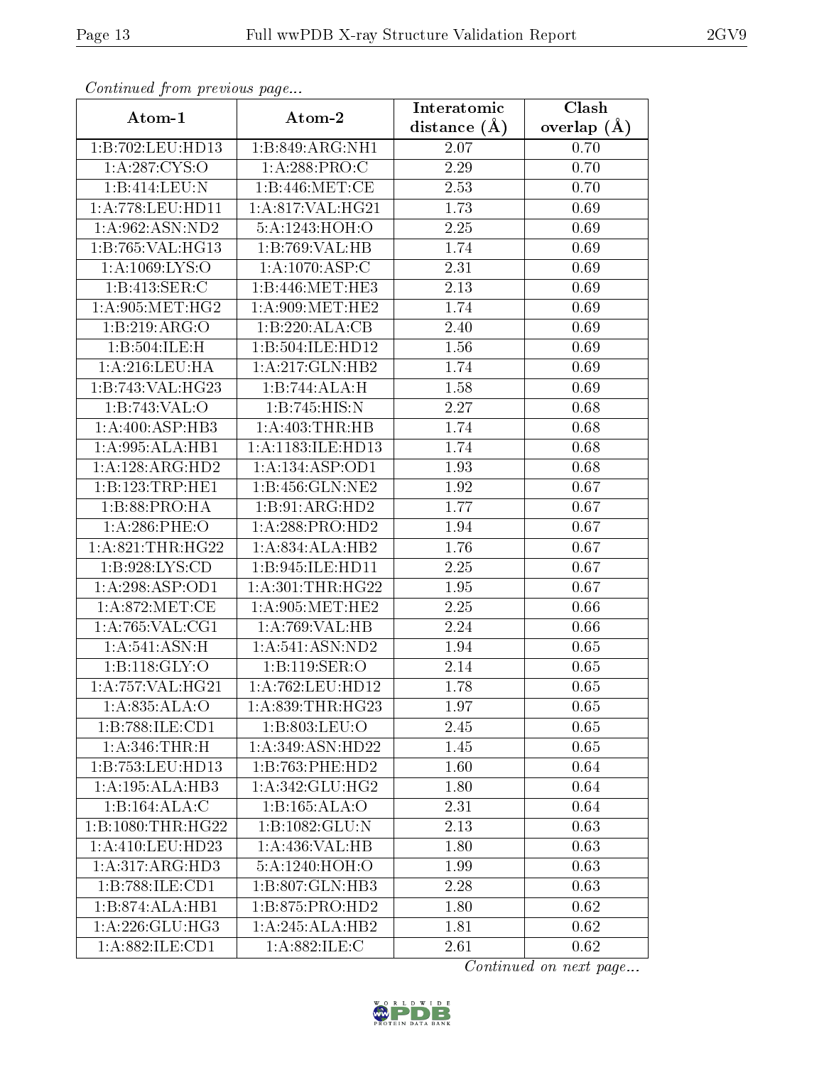*Continued from previous page...*

| Atom-1 | Atom-2 | Interatomic distance (Å) | Clash overlap (Å) |
|---|---|---|---|
| 1:B:702:LEU:HD13 | 1:B:849:ARG:NH1 | 2.07 | 0.70 |
| 1:A:287:CYS:O | 1:A:288:PRO:C | 2.29 | 0.70 |
| 1:B:414:LEU:N | 1:B:446:MET:CE | 2.53 | 0.70 |
| 1:A:778:LEU:HD11 | 1:A:817:VAL:HG21 | 1.73 | 0.69 |
| 1:A:962:ASN:ND2 | 5:A:1243:HOH:O | 2.25 | 0.69 |
| 1:B:765:VAL:HG13 | 1:B:769:VAL:HB | 1.74 | 0.69 |
| 1:A:1069:LYS:O | 1:A:1070:ASP:C | 2.31 | 0.69 |
| 1:B:413:SER:C | 1:B:446:MET:HE3 | 2.13 | 0.69 |
| 1:A:905:MET:HG2 | 1:A:909:MET:HE2 | 1.74 | 0.69 |
| 1:B:219:ARG:O | 1:B:220:ALA:CB | 2.40 | 0.69 |
| 1:B:504:ILE:H | 1:B:504:ILE:HD12 | 1.56 | 0.69 |
| 1:A:216:LEU:HA | 1:A:217:GLN:HB2 | 1.74 | 0.69 |
| 1:B:743:VAL:HG23 | 1:B:744:ALA:H | 1.58 | 0.69 |
| 1:B:743:VAL:O | 1:B:745:HIS:N | 2.27 | 0.68 |
| 1:A:400:ASP:HB3 | 1:A:403:THR:HB | 1.74 | 0.68 |
| 1:A:995:ALA:HB1 | 1:A:1183:ILE:HD13 | 1.74 | 0.68 |
| 1:A:128:ARG:HD2 | 1:A:134:ASP:OD1 | 1.93 | 0.68 |
| 1:B:123:TRP:HE1 | 1:B:456:GLN:NE2 | 1.92 | 0.67 |
| 1:B:88:PRO:HA | 1:B:91:ARG:HD2 | 1.77 | 0.67 |
| 1:A:286:PHE:O | 1:A:288:PRO:HD2 | 1.94 | 0.67 |
| 1:A:821:THR:HG22 | 1:A:834:ALA:HB2 | 1.76 | 0.67 |
| 1:B:928:LYS:CD | 1:B:945:ILE:HD11 | 2.25 | 0.67 |
| 1:A:298:ASP:OD1 | 1:A:301:THR:HG22 | 1.95 | 0.67 |
| 1:A:872:MET:CE | 1:A:905:MET:HE2 | 2.25 | 0.66 |
| 1:A:765:VAL:CG1 | 1:A:769:VAL:HB | 2.24 | 0.66 |
| 1:A:541:ASN:H | 1:A:541:ASN:ND2 | 1.94 | 0.65 |
| 1:B:118:GLY:O | 1:B:119:SER:O | 2.14 | 0.65 |
| 1:A:757:VAL:HG21 | 1:A:762:LEU:HD12 | 1.78 | 0.65 |
| 1:A:835:ALA:O | 1:A:839:THR:HG23 | 1.97 | 0.65 |
| 1:B:788:ILE:CD1 | 1:B:803:LEU:O | 2.45 | 0.65 |
| 1:A:346:THR:H | 1:A:349:ASN:HD22 | 1.45 | 0.65 |
| 1:B:753:LEU:HD13 | 1:B:763:PHE:HD2 | 1.60 | 0.64 |
| 1:A:195:ALA:HB3 | 1:A:342:GLU:HG2 | 1.80 | 0.64 |
| 1:B:164:ALA:C | 1:B:165:ALA:O | 2.31 | 0.64 |
| 1:B:1080:THR:HG22 | 1:B:1082:GLU:N | 2.13 | 0.63 |
| 1:A:410:LEU:HD23 | 1:A:436:VAL:HB | 1.80 | 0.63 |
| 1:A:317:ARG:HD3 | 5:A:1240:HOH:O | 1.99 | 0.63 |
| 1:B:788:ILE:CD1 | 1:B:807:GLN:HB3 | 2.28 | 0.63 |
| 1:B:874:ALA:HB1 | 1:B:875:PRO:HD2 | 1.80 | 0.62 |
| 1:A:226:GLU:HG3 | 1:A:245:ALA:HB2 | 1.81 | 0.62 |
| 1:A:882:ILE:CD1 | 1:A:882:ILE:C | 2.61 | 0.62 |

*Continued on next page...*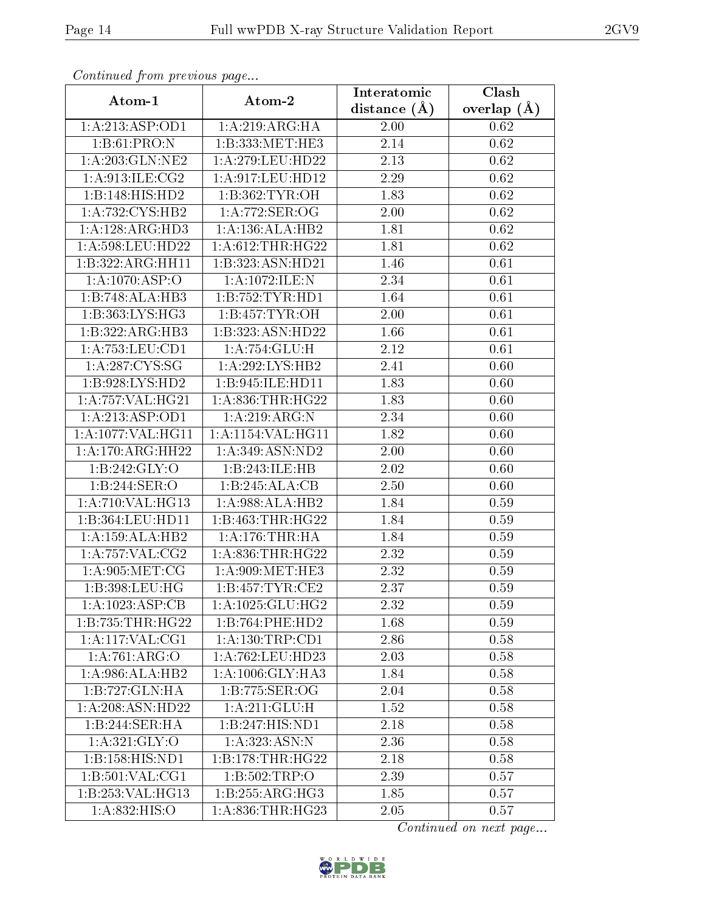*Continued from previous page...*

| Atom-1 | Atom-2 | Interatomic distance (Å) | Clash overlap (Å) |
|---|---|---|---|
| 1:A:213:ASP:OD1 | 1:A:219:ARG:HA | 2.00 | 0.62 |
| 1:B:61:PRO:N | 1:B:333:MET:HE3 | 2.14 | 0.62 |
| 1:A:203:GLN:NE2 | 1:A:279:LEU:HD22 | 2.13 | 0.62 |
| 1:A:913:ILE:CG2 | 1:A:917:LEU:HD12 | 2.29 | 0.62 |
| 1:B:148:HIS:HD2 | 1:B:362:TYR:OH | 1.83 | 0.62 |
| 1:A:732:CYS:HB2 | 1:A:772:SER:OG | 2.00 | 0.62 |
| 1:A:128:ARG:HD3 | 1:A:136:ALA:HB2 | 1.81 | 0.62 |
| 1:A:598:LEU:HD22 | 1:A:612:THR:HG22 | 1.81 | 0.62 |
| 1:B:322:ARG:HH11 | 1:B:323:ASN:HD21 | 1.46 | 0.61 |
| 1:A:1070:ASP:O | 1:A:1072:ILE:N | 2.34 | 0.61 |
| 1:B:748:ALA:HB3 | 1:B:752:TYR:HD1 | 1.64 | 0.61 |
| 1:B:363:LYS:HG3 | 1:B:457:TYR:OH | 2.00 | 0.61 |
| 1:B:322:ARG:HB3 | 1:B:323:ASN:HD22 | 1.66 | 0.61 |
| 1:A:753:LEU:CD1 | 1:A:754:GLU:H | 2.12 | 0.61 |
| 1:A:287:CYS:SG | 1:A:292:LYS:HB2 | 2.41 | 0.60 |
| 1:B:928:LYS:HD2 | 1:B:945:ILE:HD11 | 1.83 | 0.60 |
| 1:A:757:VAL:HG21 | 1:A:836:THR:HG22 | 1.83 | 0.60 |
| 1:A:213:ASP:OD1 | 1:A:219:ARG:N | 2.34 | 0.60 |
| 1:A:1077:VAL:HG11 | 1:A:1154:VAL:HG11 | 1.82 | 0.60 |
| 1:A:170:ARG:HH22 | 1:A:349:ASN:ND2 | 2.00 | 0.60 |
| 1:B:242:GLY:O | 1:B:243:ILE:HB | 2.02 | 0.60 |
| 1:B:244:SER:O | 1:B:245:ALA:CB | 2.50 | 0.60 |
| 1:A:710:VAL:HG13 | 1:A:988:ALA:HB2 | 1.84 | 0.59 |
| 1:B:364:LEU:HD11 | 1:B:463:THR:HG22 | 1.84 | 0.59 |
| 1:A:159:ALA:HB2 | 1:A:176:THR:HA | 1.84 | 0.59 |
| 1:A:757:VAL:CG2 | 1:A:836:THR:HG22 | 2.32 | 0.59 |
| 1:A:905:MET:CG | 1:A:909:MET:HE3 | 2.32 | 0.59 |
| 1:B:398:LEU:HG | 1:B:457:TYR:CE2 | 2.37 | 0.59 |
| 1:A:1023:ASP:CB | 1:A:1025:GLU:HG2 | 2.32 | 0.59 |
| 1:B:735:THR:HG22 | 1:B:764:PHE:HD2 | 1.68 | 0.59 |
| 1:A:117:VAL:CG1 | 1:A:130:TRP:CD1 | 2.86 | 0.58 |
| 1:A:761:ARG:O | 1:A:762:LEU:HD23 | 2.03 | 0.58 |
| 1:A:986:ALA:HB2 | 1:A:1006:GLY:HA3 | 1.84 | 0.58 |
| 1:B:727:GLN:HA | 1:B:775:SER:OG | 2.04 | 0.58 |
| 1:A:208:ASN:HD22 | 1:A:211:GLU:H | 1.52 | 0.58 |
| 1:B:244:SER:HA | 1:B:247:HIS:ND1 | 2.18 | 0.58 |
| 1:A:321:GLY:O | 1:A:323:ASN:N | 2.36 | 0.58 |
| 1:B:158:HIS:ND1 | 1:B:178:THR:HG22 | 2.18 | 0.58 |
| 1:B:501:VAL:CG1 | 1:B:502:TRP:O | 2.39 | 0.57 |
| 1:B:253:VAL:HG13 | 1:B:255:ARG:HG3 | 1.85 | 0.57 |
| 1:A:832:HIS:O | 1:A:836:THR:HG23 | 2.05 | 0.57 |

*Continued on next page...*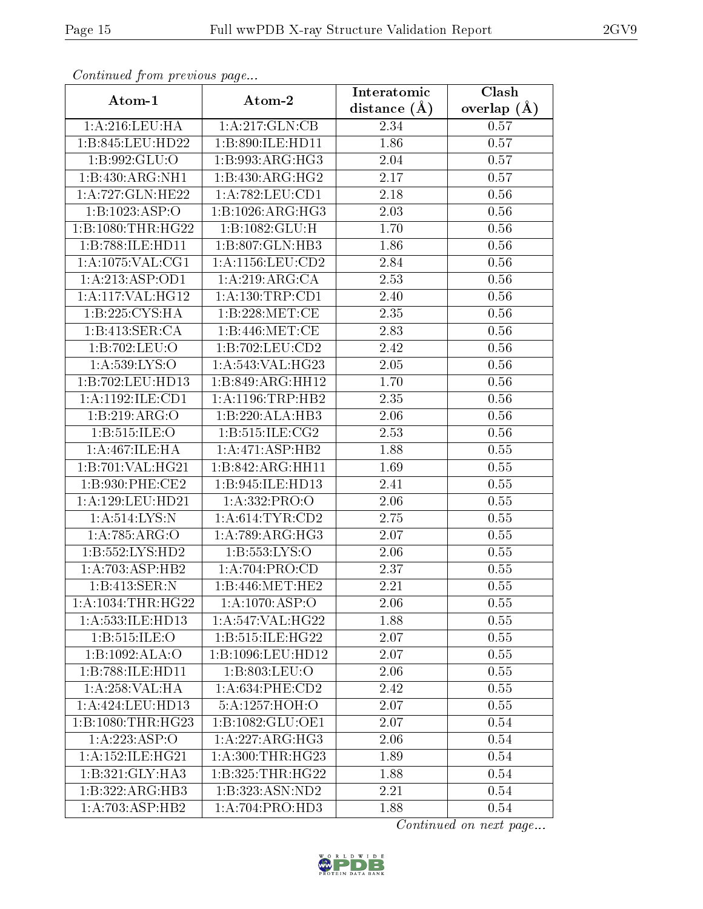*Continued from previous page...*

| Atom-1 | Atom-2 | Interatomic distance (Å) | Clash overlap (Å) |
| --- | --- | --- | --- |
| 1:A:216:LEU:HA | 1:A:217:GLN:CB | 2.34 | 0.57 |
| 1:B:845:LEU:HD22 | 1:B:890:ILE:HD11 | 1.86 | 0.57 |
| 1:B:992:GLU:O | 1:B:993:ARG:HG3 | 2.04 | 0.57 |
| 1:B:430:ARG:NH1 | 1:B:430:ARG:HG2 | 2.17 | 0.57 |
| 1:A:727:GLN:HE22 | 1:A:782:LEU:CD1 | 2.18 | 0.56 |
| 1:B:1023:ASP:O | 1:B:1026:ARG:HG3 | 2.03 | 0.56 |
| 1:B:1080:THR:HG22 | 1:B:1082:GLU:H | 1.70 | 0.56 |
| 1:B:788:ILE:HD11 | 1:B:807:GLN:HB3 | 1.86 | 0.56 |
| 1:A:1075:VAL:CG1 | 1:A:1156:LEU:CD2 | 2.84 | 0.56 |
| 1:A:213:ASP:OD1 | 1:A:219:ARG:CA | 2.53 | 0.56 |
| 1:A:117:VAL:HG12 | 1:A:130:TRP:CD1 | 2.40 | 0.56 |
| 1:B:225:CYS:HA | 1:B:228:MET:CE | 2.35 | 0.56 |
| 1:B:413:SER:CA | 1:B:446:MET:CE | 2.83 | 0.56 |
| 1:B:702:LEU:O | 1:B:702:LEU:CD2 | 2.42 | 0.56 |
| 1:A:539:LYS:O | 1:A:543:VAL:HG23 | 2.05 | 0.56 |
| 1:B:702:LEU:HD13 | 1:B:849:ARG:HH12 | 1.70 | 0.56 |
| 1:A:1192:ILE:CD1 | 1:A:1196:TRP:HB2 | 2.35 | 0.56 |
| 1:B:219:ARG:O | 1:B:220:ALA:HB3 | 2.06 | 0.56 |
| 1:B:515:ILE:O | 1:B:515:ILE:CG2 | 2.53 | 0.56 |
| 1:A:467:ILE:HA | 1:A:471:ASP:HB2 | 1.88 | 0.55 |
| 1:B:701:VAL:HG21 | 1:B:842:ARG:HH11 | 1.69 | 0.55 |
| 1:B:930:PHE:CE2 | 1:B:945:ILE:HD13 | 2.41 | 0.55 |
| 1:A:129:LEU:HD21 | 1:A:332:PRO:O | 2.06 | 0.55 |
| 1:A:514:LYS:N | 1:A:614:TYR:CD2 | 2.75 | 0.55 |
| 1:A:785:ARG:O | 1:A:789:ARG:HG3 | 2.07 | 0.55 |
| 1:B:552:LYS:HD2 | 1:B:553:LYS:O | 2.06 | 0.55 |
| 1:A:703:ASP:HB2 | 1:A:704:PRO:CD | 2.37 | 0.55 |
| 1:B:413:SER:N | 1:B:446:MET:HE2 | 2.21 | 0.55 |
| 1:A:1034:THR:HG22 | 1:A:1070:ASP:O | 2.06 | 0.55 |
| 1:A:533:ILE:HD13 | 1:A:547:VAL:HG22 | 1.88 | 0.55 |
| 1:B:515:ILE:O | 1:B:515:ILE:HG22 | 2.07 | 0.55 |
| 1:B:1092:ALA:O | 1:B:1096:LEU:HD12 | 2.07 | 0.55 |
| 1:B:788:ILE:HD11 | 1:B:803:LEU:O | 2.06 | 0.55 |
| 1:A:258:VAL:HA | 1:A:634:PHE:CD2 | 2.42 | 0.55 |
| 1:A:424:LEU:HD13 | 5:A:1257:HOH:O | 2.07 | 0.55 |
| 1:B:1080:THR:HG23 | 1:B:1082:GLU:OE1 | 2.07 | 0.54 |
| 1:A:223:ASP:O | 1:A:227:ARG:HG3 | 2.06 | 0.54 |
| 1:A:152:ILE:HG21 | 1:A:300:THR:HG23 | 1.89 | 0.54 |
| 1:B:321:GLY:HA3 | 1:B:325:THR:HG22 | 1.88 | 0.54 |
| 1:B:322:ARG:HB3 | 1:B:323:ASN:ND2 | 2.21 | 0.54 |
| 1:A:703:ASP:HB2 | 1:A:704:PRO:HD3 | 1.88 | 0.54 |

*Continued on next page...*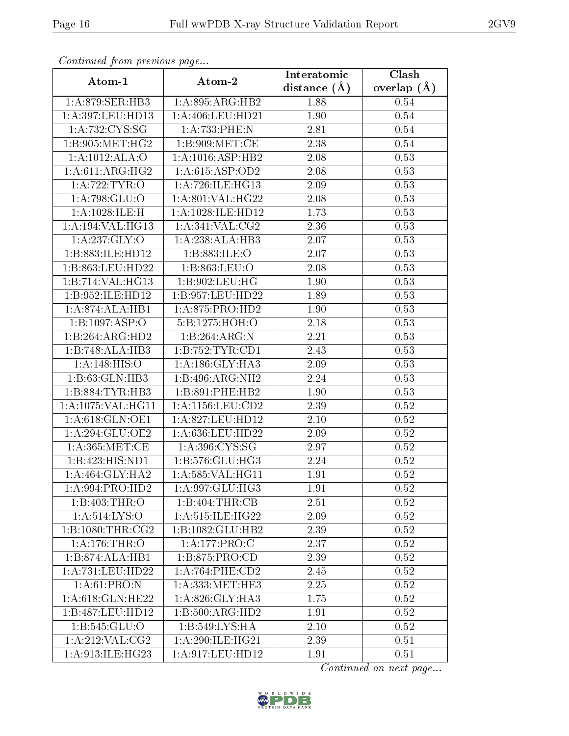*Continued from previous page...*

| Atom-1 | Atom-2 | Interatomic distance (Å) | Clash overlap (Å) |
|---|---|---|---|
| 1:A:879:SER:HB3 | 1:A:895:ARG:HB2 | 1.88 | 0.54 |
| 1:A:397:LEU:HD13 | 1:A:406:LEU:HD21 | 1.90 | 0.54 |
| 1:A:732:CYS:SG | 1:A:733:PHE:N | 2.81 | 0.54 |
| 1:B:905:MET:HG2 | 1:B:909:MET:CE | 2.38 | 0.54 |
| 1:A:1012:ALA:O | 1:A:1016:ASP:HB2 | 2.08 | 0.53 |
| 1:A:611:ARG:HG2 | 1:A:615:ASP:OD2 | 2.08 | 0.53 |
| 1:A:722:TYR:O | 1:A:726:ILE:HG13 | 2.09 | 0.53 |
| 1:A:798:GLU:O | 1:A:801:VAL:HG22 | 2.08 | 0.53 |
| 1:A:1028:ILE:H | 1:A:1028:ILE:HD12 | 1.73 | 0.53 |
| 1:A:194:VAL:HG13 | 1:A:341:VAL:CG2 | 2.36 | 0.53 |
| 1:A:237:GLY:O | 1:A:238:ALA:HB3 | 2.07 | 0.53 |
| 1:B:883:ILE:HD12 | 1:B:883:ILE:O | 2.07 | 0.53 |
| 1:B:863:LEU:HD22 | 1:B:863:LEU:O | 2.08 | 0.53 |
| 1:B:714:VAL:HG13 | 1:B:902:LEU:HG | 1.90 | 0.53 |
| 1:B:952:ILE:HD12 | 1:B:957:LEU:HD22 | 1.89 | 0.53 |
| 1:A:874:ALA:HB1 | 1:A:875:PRO:HD2 | 1.90 | 0.53 |
| 1:B:1097:ASP:O | 5:B:1275:HOH:O | 2.18 | 0.53 |
| 1:B:264:ARG:HD2 | 1:B:264:ARG:N | 2.21 | 0.53 |
| 1:B:748:ALA:HB3 | 1:B:752:TYR:CD1 | 2.43 | 0.53 |
| 1:A:148:HIS:O | 1:A:186:GLY:HA3 | 2.09 | 0.53 |
| 1:B:63:GLN:HB3 | 1:B:496:ARG:NH2 | 2.24 | 0.53 |
| 1:B:884:TYR:HB3 | 1:B:891:PHE:HB2 | 1.90 | 0.53 |
| 1:A:1075:VAL:HG11 | 1:A:1156:LEU:CD2 | 2.39 | 0.52 |
| 1:A:618:GLN:OE1 | 1:A:827:LEU:HD12 | 2.10 | 0.52 |
| 1:A:294:GLU:OE2 | 1:A:636:LEU:HD22 | 2.09 | 0.52 |
| 1:A:365:MET:CE | 1:A:396:CYS:SG | 2.97 | 0.52 |
| 1:B:423:HIS:ND1 | 1:B:576:GLU:HG3 | 2.24 | 0.52 |
| 1:A:464:GLY:HA2 | 1:A:585:VAL:HG11 | 1.91 | 0.52 |
| 1:A:994:PRO:HD2 | 1:A:997:GLU:HG3 | 1.91 | 0.52 |
| 1:B:403:THR:O | 1:B:404:THR:CB | 2.51 | 0.52 |
| 1:A:514:LYS:O | 1:A:515:ILE:HG22 | 2.09 | 0.52 |
| 1:B:1080:THR:CG2 | 1:B:1082:GLU:HB2 | 2.39 | 0.52 |
| 1:A:176:THR:O | 1:A:177:PRO:C | 2.37 | 0.52 |
| 1:B:874:ALA:HB1 | 1:B:875:PRO:CD | 2.39 | 0.52 |
| 1:A:731:LEU:HD22 | 1:A:764:PHE:CD2 | 2.45 | 0.52 |
| 1:A:61:PRO:N | 1:A:333:MET:HE3 | 2.25 | 0.52 |
| 1:A:618:GLN:HE22 | 1:A:826:GLY:HA3 | 1.75 | 0.52 |
| 1:B:487:LEU:HD12 | 1:B:500:ARG:HD2 | 1.91 | 0.52 |
| 1:B:545:GLU:O | 1:B:549:LYS:HA | 2.10 | 0.52 |
| 1:A:212:VAL:CG2 | 1:A:290:ILE:HG21 | 2.39 | 0.51 |
| 1:A:913:ILE:HG23 | 1:A:917:LEU:HD12 | 1.91 | 0.51 |

*Continued on next page...*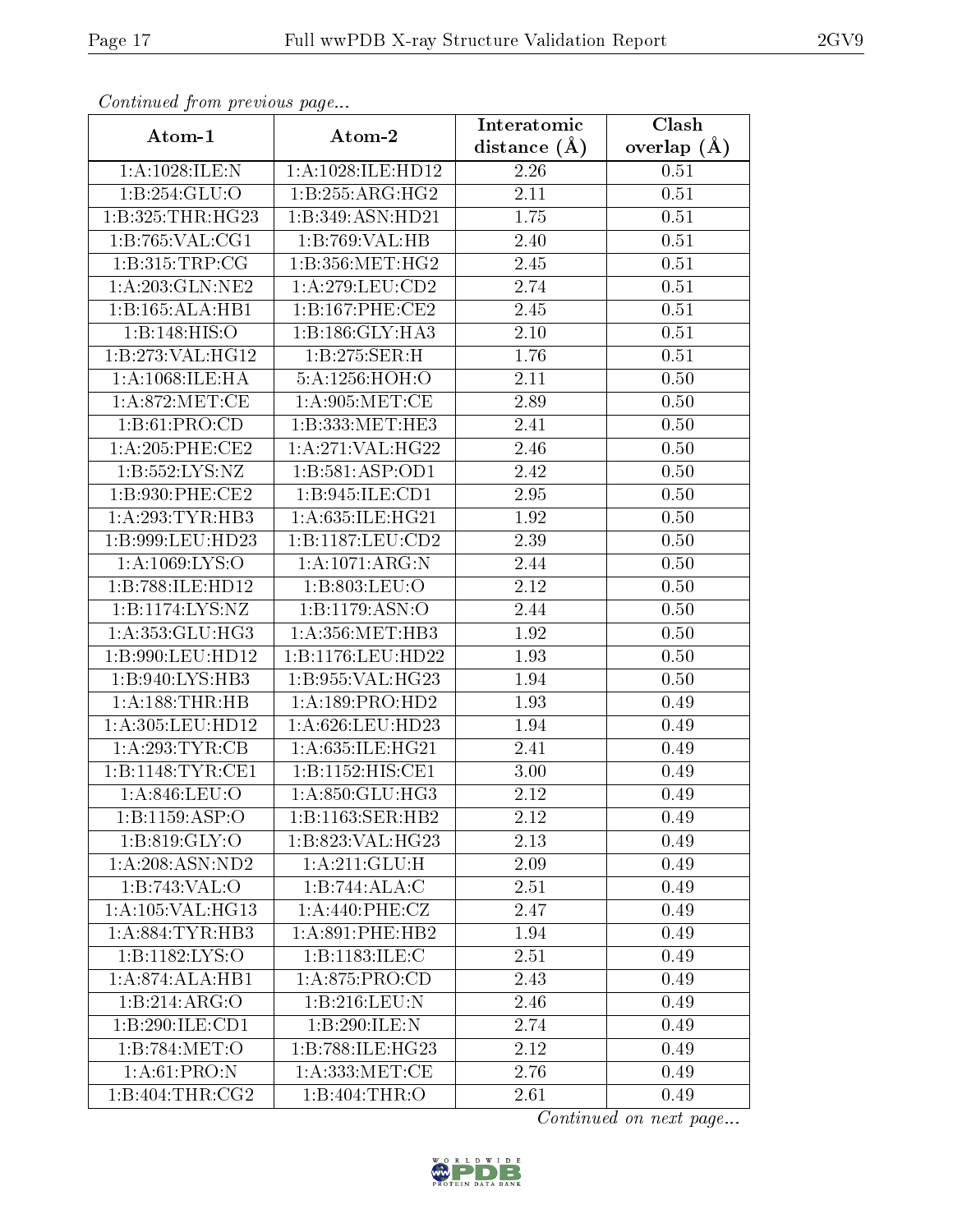*Continued from previous page...*

| Atom-1 | Atom-2 | Interatomic distance (Å) | Clash overlap (Å) |
|---|---|---|---|
| 1:A:1028:ILE:N | 1:A:1028:ILE:HD12 | 2.26 | 0.51 |
| 1:B:254:GLU:O | 1:B:255:ARG:HG2 | 2.11 | 0.51 |
| 1:B:325:THR:HG23 | 1:B:349:ASN:HD21 | 1.75 | 0.51 |
| 1:B:765:VAL:CG1 | 1:B:769:VAL:HB | 2.40 | 0.51 |
| 1:B:315:TRP:CG | 1:B:356:MET:HG2 | 2.45 | 0.51 |
| 1:A:203:GLN:NE2 | 1:A:279:LEU:CD2 | 2.74 | 0.51 |
| 1:B:165:ALA:HB1 | 1:B:167:PHE:CE2 | 2.45 | 0.51 |
| 1:B:148:HIS:O | 1:B:186:GLY:HA3 | 2.10 | 0.51 |
| 1:B:273:VAL:HG12 | 1:B:275:SER:H | 1.76 | 0.51 |
| 1:A:1068:ILE:HA | 5:A:1256:HOH:O | 2.11 | 0.50 |
| 1:A:872:MET:CE | 1:A:905:MET:CE | 2.89 | 0.50 |
| 1:B:61:PRO:CD | 1:B:333:MET:HE3 | 2.41 | 0.50 |
| 1:A:205:PHE:CE2 | 1:A:271:VAL:HG22 | 2.46 | 0.50 |
| 1:B:552:LYS:NZ | 1:B:581:ASP:OD1 | 2.42 | 0.50 |
| 1:B:930:PHE:CE2 | 1:B:945:ILE:CD1 | 2.95 | 0.50 |
| 1:A:293:TYR:HB3 | 1:A:635:ILE:HG21 | 1.92 | 0.50 |
| 1:B:999:LEU:HD23 | 1:B:1187:LEU:CD2 | 2.39 | 0.50 |
| 1:A:1069:LYS:O | 1:A:1071:ARG:N | 2.44 | 0.50 |
| 1:B:788:ILE:HD12 | 1:B:803:LEU:O | 2.12 | 0.50 |
| 1:B:1174:LYS:NZ | 1:B:1179:ASN:O | 2.44 | 0.50 |
| 1:A:353:GLU:HG3 | 1:A:356:MET:HB3 | 1.92 | 0.50 |
| 1:B:990:LEU:HD12 | 1:B:1176:LEU:HD22 | 1.93 | 0.50 |
| 1:B:940:LYS:HB3 | 1:B:955:VAL:HG23 | 1.94 | 0.50 |
| 1:A:188:THR:HB | 1:A:189:PRO:HD2 | 1.93 | 0.49 |
| 1:A:305:LEU:HD12 | 1:A:626:LEU:HD23 | 1.94 | 0.49 |
| 1:A:293:TYR:CB | 1:A:635:ILE:HG21 | 2.41 | 0.49 |
| 1:B:1148:TYR:CE1 | 1:B:1152:HIS:CE1 | 3.00 | 0.49 |
| 1:A:846:LEU:O | 1:A:850:GLU:HG3 | 2.12 | 0.49 |
| 1:B:1159:ASP:O | 1:B:1163:SER:HB2 | 2.12 | 0.49 |
| 1:B:819:GLY:O | 1:B:823:VAL:HG23 | 2.13 | 0.49 |
| 1:A:208:ASN:ND2 | 1:A:211:GLU:H | 2.09 | 0.49 |
| 1:B:743:VAL:O | 1:B:744:ALA:C | 2.51 | 0.49 |
| 1:A:105:VAL:HG13 | 1:A:440:PHE:CZ | 2.47 | 0.49 |
| 1:A:884:TYR:HB3 | 1:A:891:PHE:HB2 | 1.94 | 0.49 |
| 1:B:1182:LYS:O | 1:B:1183:ILE:C | 2.51 | 0.49 |
| 1:A:874:ALA:HB1 | 1:A:875:PRO:CD | 2.43 | 0.49 |
| 1:B:214:ARG:O | 1:B:216:LEU:N | 2.46 | 0.49 |
| 1:B:290:ILE:CD1 | 1:B:290:ILE:N | 2.74 | 0.49 |
| 1:B:784:MET:O | 1:B:788:ILE:HG23 | 2.12 | 0.49 |
| 1:A:61:PRO:N | 1:A:333:MET:CE | 2.76 | 0.49 |
| 1:B:404:THR:CG2 | 1:B:404:THR:O | 2.61 | 0.49 |

*Continued on next page...*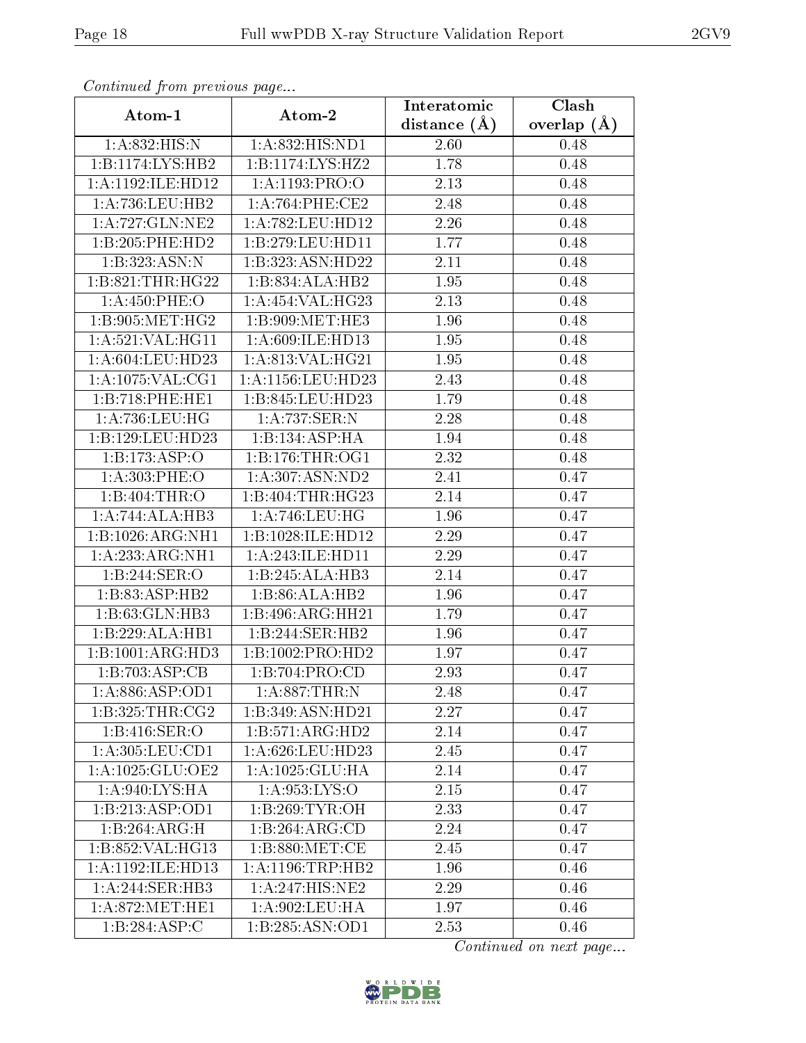*Continued from previous page...*

| Atom-1 | Atom-2 | Interatomic distance (Å) | Clash overlap (Å) |
| --- | --- | --- | --- |
| 1:A:832:HIS:N | 1:A:832:HIS:ND1 | 2.60 | 0.48 |
| 1:B:1174:LYS:HB2 | 1:B:1174:LYS:HZ2 | 1.78 | 0.48 |
| 1:A:1192:ILE:HD12 | 1:A:1193:PRO:O | 2.13 | 0.48 |
| 1:A:736:LEU:HB2 | 1:A:764:PHE:CE2 | 2.48 | 0.48 |
| 1:A:727:GLN:NE2 | 1:A:782:LEU:HD12 | 2.26 | 0.48 |
| 1:B:205:PHE:HD2 | 1:B:279:LEU:HD11 | 1.77 | 0.48 |
| 1:B:323:ASN:N | 1:B:323:ASN:HD22 | 2.11 | 0.48 |
| 1:B:821:THR:HG22 | 1:B:834:ALA:HB2 | 1.95 | 0.48 |
| 1:A:450:PHE:O | 1:A:454:VAL:HG23 | 2.13 | 0.48 |
| 1:B:905:MET:HG2 | 1:B:909:MET:HE3 | 1.96 | 0.48 |
| 1:A:521:VAL:HG11 | 1:A:609:ILE:HD13 | 1.95 | 0.48 |
| 1:A:604:LEU:HD23 | 1:A:813:VAL:HG21 | 1.95 | 0.48 |
| 1:A:1075:VAL:CG1 | 1:A:1156:LEU:HD23 | 2.43 | 0.48 |
| 1:B:718:PHE:HE1 | 1:B:845:LEU:HD23 | 1.79 | 0.48 |
| 1:A:736:LEU:HG | 1:A:737:SER:N | 2.28 | 0.48 |
| 1:B:129:LEU:HD23 | 1:B:134:ASP:HA | 1.94 | 0.48 |
| 1:B:173:ASP:O | 1:B:176:THR:OG1 | 2.32 | 0.48 |
| 1:A:303:PHE:O | 1:A:307:ASN:ND2 | 2.41 | 0.47 |
| 1:B:404:THR:O | 1:B:404:THR:HG23 | 2.14 | 0.47 |
| 1:A:744:ALA:HB3 | 1:A:746:LEU:HG | 1.96 | 0.47 |
| 1:B:1026:ARG:NH1 | 1:B:1028:ILE:HD12 | 2.29 | 0.47 |
| 1:A:233:ARG:NH1 | 1:A:243:ILE:HD11 | 2.29 | 0.47 |
| 1:B:244:SER:O | 1:B:245:ALA:HB3 | 2.14 | 0.47 |
| 1:B:83:ASP:HB2 | 1:B:86:ALA:HB2 | 1.96 | 0.47 |
| 1:B:63:GLN:HB3 | 1:B:496:ARG:HH21 | 1.79 | 0.47 |
| 1:B:229:ALA:HB1 | 1:B:244:SER:HB2 | 1.96 | 0.47 |
| 1:B:1001:ARG:HD3 | 1:B:1002:PRO:HD2 | 1.97 | 0.47 |
| 1:B:703:ASP:CB | 1:B:704:PRO:CD | 2.93 | 0.47 |
| 1:A:886:ASP:OD1 | 1:A:887:THR:N | 2.48 | 0.47 |
| 1:B:325:THR:CG2 | 1:B:349:ASN:HD21 | 2.27 | 0.47 |
| 1:B:416:SER:O | 1:B:571:ARG:HD2 | 2.14 | 0.47 |
| 1:A:305:LEU:CD1 | 1:A:626:LEU:HD23 | 2.45 | 0.47 |
| 1:A:1025:GLU:OE2 | 1:A:1025:GLU:HA | 2.14 | 0.47 |
| 1:A:940:LYS:HA | 1:A:953:LYS:O | 2.15 | 0.47 |
| 1:B:213:ASP:OD1 | 1:B:269:TYR:OH | 2.33 | 0.47 |
| 1:B:264:ARG:H | 1:B:264:ARG:CD | 2.24 | 0.47 |
| 1:B:852:VAL:HG13 | 1:B:880:MET:CE | 2.45 | 0.47 |
| 1:A:1192:ILE:HD13 | 1:A:1196:TRP:HB2 | 1.96 | 0.46 |
| 1:A:244:SER:HB3 | 1:A:247:HIS:NE2 | 2.29 | 0.46 |
| 1:A:872:MET:HE1 | 1:A:902:LEU:HA | 1.97 | 0.46 |
| 1:B:284:ASP:C | 1:B:285:ASN:OD1 | 2.53 | 0.46 |

*Continued on next page...*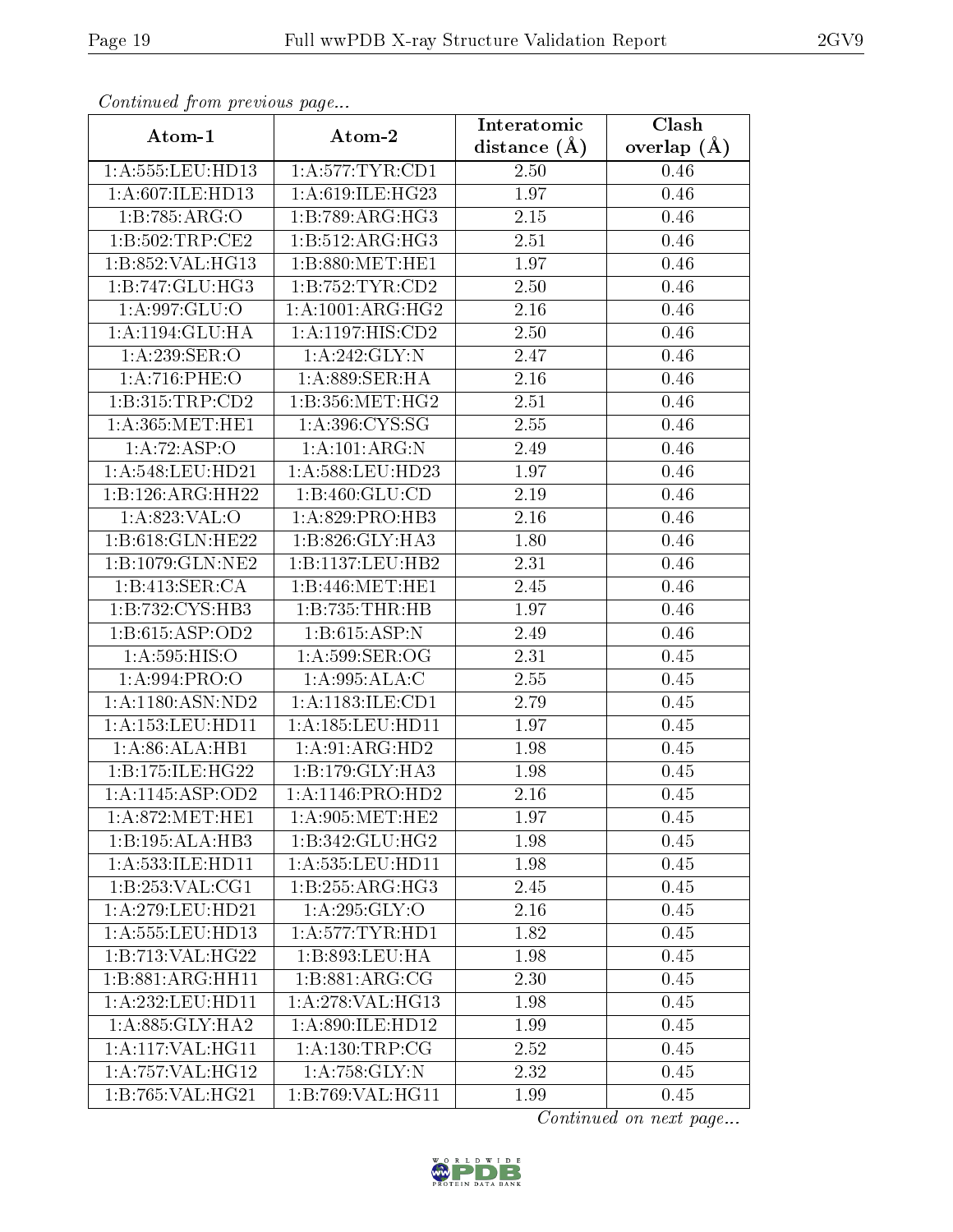*Continued from previous page...*

| Atom-1 | Atom-2 | Interatomic distance (Å) | Clash overlap (Å) |
| --- | --- | --- | --- |
| 1:A:555:LEU:HD13 | 1:A:577:TYR:CD1 | 2.50 | 0.46 |
| 1:A:607:ILE:HD13 | 1:A:619:ILE:HG23 | 1.97 | 0.46 |
| 1:B:785:ARG:O | 1:B:789:ARG:HG3 | 2.15 | 0.46 |
| 1:B:502:TRP:CE2 | 1:B:512:ARG:HG3 | 2.51 | 0.46 |
| 1:B:852:VAL:HG13 | 1:B:880:MET:HE1 | 1.97 | 0.46 |
| 1:B:747:GLU:HG3 | 1:B:752:TYR:CD2 | 2.50 | 0.46 |
| 1:A:997:GLU:O | 1:A:1001:ARG:HG2 | 2.16 | 0.46 |
| 1:A:1194:GLU:HA | 1:A:1197:HIS:CD2 | 2.50 | 0.46 |
| 1:A:239:SER:O | 1:A:242:GLY:N | 2.47 | 0.46 |
| 1:A:716:PHE:O | 1:A:889:SER:HA | 2.16 | 0.46 |
| 1:B:315:TRP:CD2 | 1:B:356:MET:HG2 | 2.51 | 0.46 |
| 1:A:365:MET:HE1 | 1:A:396:CYS:SG | 2.55 | 0.46 |
| 1:A:72:ASP:O | 1:A:101:ARG:N | 2.49 | 0.46 |
| 1:A:548:LEU:HD21 | 1:A:588:LEU:HD23 | 1.97 | 0.46 |
| 1:B:126:ARG:HH22 | 1:B:460:GLU:CD | 2.19 | 0.46 |
| 1:A:823:VAL:O | 1:A:829:PRO:HB3 | 2.16 | 0.46 |
| 1:B:618:GLN:HE22 | 1:B:826:GLY:HA3 | 1.80 | 0.46 |
| 1:B:1079:GLN:NE2 | 1:B:1137:LEU:HB2 | 2.31 | 0.46 |
| 1:B:413:SER:CA | 1:B:446:MET:HE1 | 2.45 | 0.46 |
| 1:B:732:CYS:HB3 | 1:B:735:THR:HB | 1.97 | 0.46 |
| 1:B:615:ASP:OD2 | 1:B:615:ASP:N | 2.49 | 0.46 |
| 1:A:595:HIS:O | 1:A:599:SER:OG | 2.31 | 0.45 |
| 1:A:994:PRO:O | 1:A:995:ALA:C | 2.55 | 0.45 |
| 1:A:1180:ASN:ND2 | 1:A:1183:ILE:CD1 | 2.79 | 0.45 |
| 1:A:153:LEU:HD11 | 1:A:185:LEU:HD11 | 1.97 | 0.45 |
| 1:A:86:ALA:HB1 | 1:A:91:ARG:HD2 | 1.98 | 0.45 |
| 1:B:175:ILE:HG22 | 1:B:179:GLY:HA3 | 1.98 | 0.45 |
| 1:A:1145:ASP:OD2 | 1:A:1146:PRO:HD2 | 2.16 | 0.45 |
| 1:A:872:MET:HE1 | 1:A:905:MET:HE2 | 1.97 | 0.45 |
| 1:B:195:ALA:HB3 | 1:B:342:GLU:HG2 | 1.98 | 0.45 |
| 1:A:533:ILE:HD11 | 1:A:535:LEU:HD11 | 1.98 | 0.45 |
| 1:B:253:VAL:CG1 | 1:B:255:ARG:HG3 | 2.45 | 0.45 |
| 1:A:279:LEU:HD21 | 1:A:295:GLY:O | 2.16 | 0.45 |
| 1:A:555:LEU:HD13 | 1:A:577:TYR:HD1 | 1.82 | 0.45 |
| 1:B:713:VAL:HG22 | 1:B:893:LEU:HA | 1.98 | 0.45 |
| 1:B:881:ARG:HH11 | 1:B:881:ARG:CG | 2.30 | 0.45 |
| 1:A:232:LEU:HD11 | 1:A:278:VAL:HG13 | 1.98 | 0.45 |
| 1:A:885:GLY:HA2 | 1:A:890:ILE:HD12 | 1.99 | 0.45 |
| 1:A:117:VAL:HG11 | 1:A:130:TRP:CG | 2.52 | 0.45 |
| 1:A:757:VAL:HG12 | 1:A:758:GLY:N | 2.32 | 0.45 |
| 1:B:765:VAL:HG21 | 1:B:769:VAL:HG11 | 1.99 | 0.45 |

*Continued on next page...*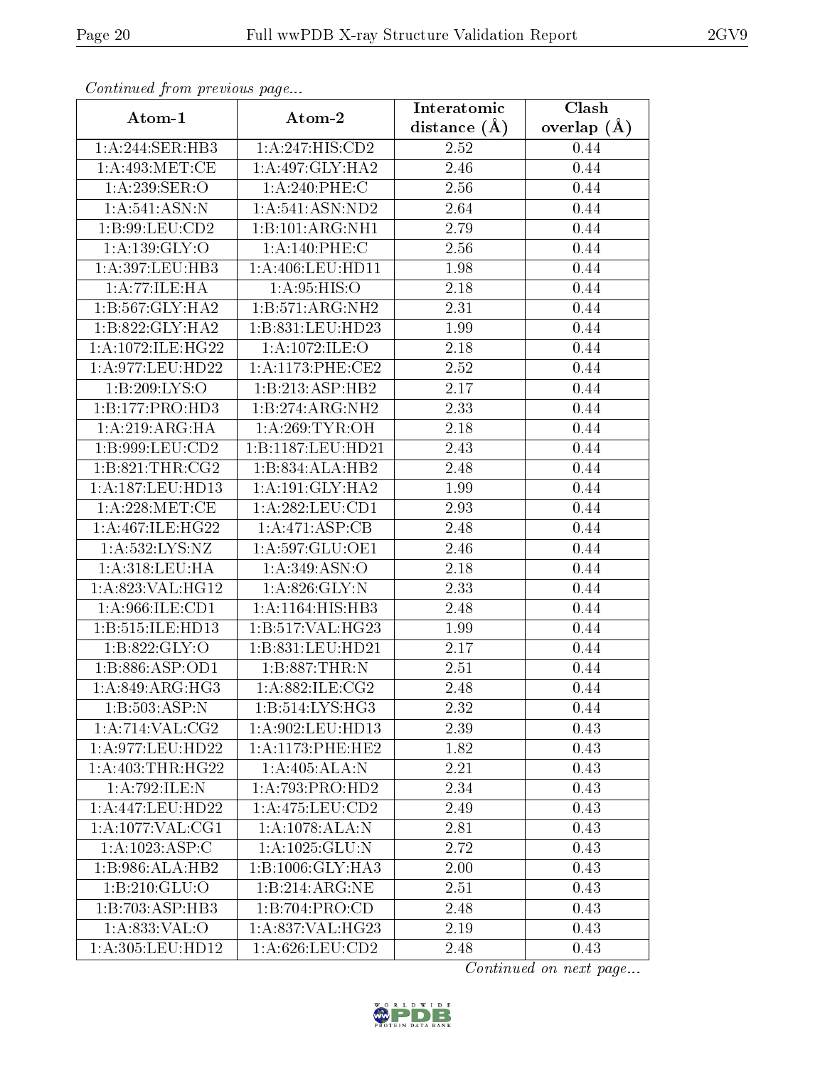*Continued from previous page...*

| Atom-1 | Atom-2 | Interatomic distance (Å) | Clash overlap (Å) |
| --- | --- | --- | --- |
| 1:A:244:SER:HB3 | 1:A:247:HIS:CD2 | 2.52 | 0.44 |
| 1:A:493:MET:CE | 1:A:497:GLY:HA2 | 2.46 | 0.44 |
| 1:A:239:SER:O | 1:A:240:PHE:C | 2.56 | 0.44 |
| 1:A:541:ASN:N | 1:A:541:ASN:ND2 | 2.64 | 0.44 |
| 1:B:99:LEU:CD2 | 1:B:101:ARG:NH1 | 2.79 | 0.44 |
| 1:A:139:GLY:O | 1:A:140:PHE:C | 2.56 | 0.44 |
| 1:A:397:LEU:HB3 | 1:A:406:LEU:HD11 | 1.98 | 0.44 |
| 1:A:77:ILE:HA | 1:A:95:HIS:O | 2.18 | 0.44 |
| 1:B:567:GLY:HA2 | 1:B:571:ARG:NH2 | 2.31 | 0.44 |
| 1:B:822:GLY:HA2 | 1:B:831:LEU:HD23 | 1.99 | 0.44 |
| 1:A:1072:ILE:HG22 | 1:A:1072:ILE:O | 2.18 | 0.44 |
| 1:A:977:LEU:HD22 | 1:A:1173:PHE:CE2 | 2.52 | 0.44 |
| 1:B:209:LYS:O | 1:B:213:ASP:HB2 | 2.17 | 0.44 |
| 1:B:177:PRO:HD3 | 1:B:274:ARG:NH2 | 2.33 | 0.44 |
| 1:A:219:ARG:HA | 1:A:269:TYR:OH | 2.18 | 0.44 |
| 1:B:999:LEU:CD2 | 1:B:1187:LEU:HD21 | 2.43 | 0.44 |
| 1:B:821:THR:CG2 | 1:B:834:ALA:HB2 | 2.48 | 0.44 |
| 1:A:187:LEU:HD13 | 1:A:191:GLY:HA2 | 1.99 | 0.44 |
| 1:A:228:MET:CE | 1:A:282:LEU:CD1 | 2.93 | 0.44 |
| 1:A:467:ILE:HG22 | 1:A:471:ASP:CB | 2.48 | 0.44 |
| 1:A:532:LYS:NZ | 1:A:597:GLU:OE1 | 2.46 | 0.44 |
| 1:A:318:LEU:HA | 1:A:349:ASN:O | 2.18 | 0.44 |
| 1:A:823:VAL:HG12 | 1:A:826:GLY:N | 2.33 | 0.44 |
| 1:A:966:ILE:CD1 | 1:A:1164:HIS:HB3 | 2.48 | 0.44 |
| 1:B:515:ILE:HD13 | 1:B:517:VAL:HG23 | 1.99 | 0.44 |
| 1:B:822:GLY:O | 1:B:831:LEU:HD21 | 2.17 | 0.44 |
| 1:B:886:ASP:OD1 | 1:B:887:THR:N | 2.51 | 0.44 |
| 1:A:849:ARG:HG3 | 1:A:882:ILE:CG2 | 2.48 | 0.44 |
| 1:B:503:ASP:N | 1:B:514:LYS:HG3 | 2.32 | 0.44 |
| 1:A:714:VAL:CG2 | 1:A:902:LEU:HD13 | 2.39 | 0.43 |
| 1:A:977:LEU:HD22 | 1:A:1173:PHE:HE2 | 1.82 | 0.43 |
| 1:A:403:THR:HG22 | 1:A:405:ALA:N | 2.21 | 0.43 |
| 1:A:792:ILE:N | 1:A:793:PRO:HD2 | 2.34 | 0.43 |
| 1:A:447:LEU:HD22 | 1:A:475:LEU:CD2 | 2.49 | 0.43 |
| 1:A:1077:VAL:CG1 | 1:A:1078:ALA:N | 2.81 | 0.43 |
| 1:A:1023:ASP:C | 1:A:1025:GLU:N | 2.72 | 0.43 |
| 1:B:986:ALA:HB2 | 1:B:1006:GLY:HA3 | 2.00 | 0.43 |
| 1:B:210:GLU:O | 1:B:214:ARG:NE | 2.51 | 0.43 |
| 1:B:703:ASP:HB3 | 1:B:704:PRO:CD | 2.48 | 0.43 |
| 1:A:833:VAL:O | 1:A:837:VAL:HG23 | 2.19 | 0.43 |
| 1:A:305:LEU:HD12 | 1:A:626:LEU:CD2 | 2.48 | 0.43 |

*Continued on next page...*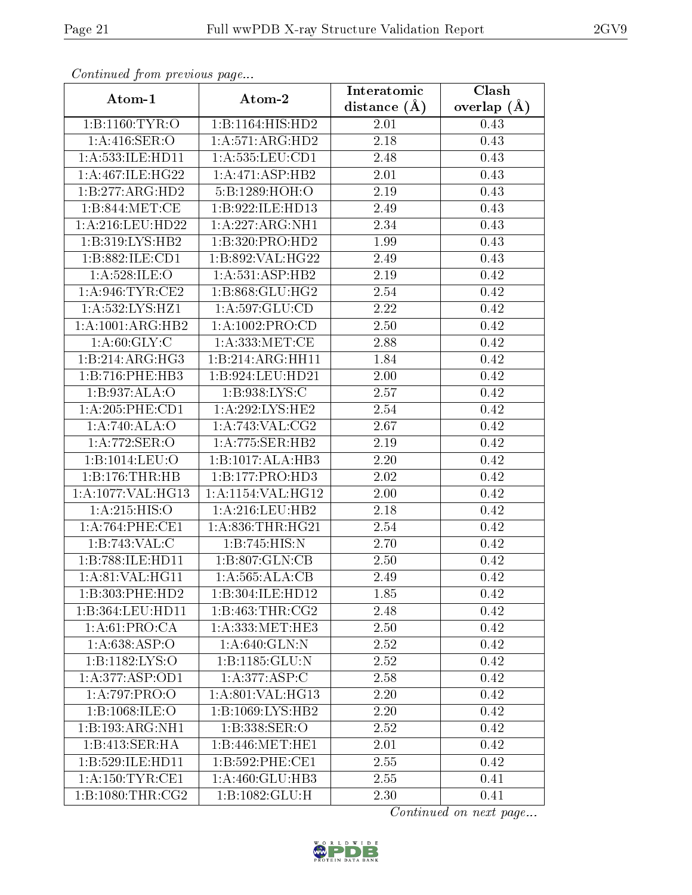*Continued from previous page...*

| Atom-1 | Atom-2 | Interatomic distance (Å) | Clash overlap (Å) |
| --- | --- | --- | --- |
| 1:B:1160:TYR:O | 1:B:1164:HIS:HD2 | 2.01 | 0.43 |
| 1:A:416:SER:O | 1:A:571:ARG:HD2 | 2.18 | 0.43 |
| 1:A:533:ILE:HD11 | 1:A:535:LEU:CD1 | 2.48 | 0.43 |
| 1:A:467:ILE:HG22 | 1:A:471:ASP:HB2 | 2.01 | 0.43 |
| 1:B:277:ARG:HD2 | 5:B:1289:HOH:O | 2.19 | 0.43 |
| 1:B:844:MET:CE | 1:B:922:ILE:HD13 | 2.49 | 0.43 |
| 1:A:216:LEU:HD22 | 1:A:227:ARG:NH1 | 2.34 | 0.43 |
| 1:B:319:LYS:HB2 | 1:B:320:PRO:HD2 | 1.99 | 0.43 |
| 1:B:882:ILE:CD1 | 1:B:892:VAL:HG22 | 2.49 | 0.43 |
| 1:A:528:ILE:O | 1:A:531:ASP:HB2 | 2.19 | 0.42 |
| 1:A:946:TYR:CE2 | 1:B:868:GLU:HG2 | 2.54 | 0.42 |
| 1:A:532:LYS:HZ1 | 1:A:597:GLU:CD | 2.22 | 0.42 |
| 1:A:1001:ARG:HB2 | 1:A:1002:PRO:CD | 2.50 | 0.42 |
| 1:A:60:GLY:C | 1:A:333:MET:CE | 2.88 | 0.42 |
| 1:B:214:ARG:HG3 | 1:B:214:ARG:HH11 | 1.84 | 0.42 |
| 1:B:716:PHE:HB3 | 1:B:924:LEU:HD21 | 2.00 | 0.42 |
| 1:B:937:ALA:O | 1:B:938:LYS:C | 2.57 | 0.42 |
| 1:A:205:PHE:CD1 | 1:A:292:LYS:HE2 | 2.54 | 0.42 |
| 1:A:740:ALA:O | 1:A:743:VAL:CG2 | 2.67 | 0.42 |
| 1:A:772:SER:O | 1:A:775:SER:HB2 | 2.19 | 0.42 |
| 1:B:1014:LEU:O | 1:B:1017:ALA:HB3 | 2.20 | 0.42 |
| 1:B:176:THR:HB | 1:B:177:PRO:HD3 | 2.02 | 0.42 |
| 1:A:1077:VAL:HG13 | 1:A:1154:VAL:HG12 | 2.00 | 0.42 |
| 1:A:215:HIS:O | 1:A:216:LEU:HB2 | 2.18 | 0.42 |
| 1:A:764:PHE:CE1 | 1:A:836:THR:HG21 | 2.54 | 0.42 |
| 1:B:743:VAL:C | 1:B:745:HIS:N | 2.70 | 0.42 |
| 1:B:788:ILE:HD11 | 1:B:807:GLN:CB | 2.50 | 0.42 |
| 1:A:81:VAL:HG11 | 1:A:565:ALA:CB | 2.49 | 0.42 |
| 1:B:303:PHE:HD2 | 1:B:304:ILE:HD12 | 1.85 | 0.42 |
| 1:B:364:LEU:HD11 | 1:B:463:THR:CG2 | 2.48 | 0.42 |
| 1:A:61:PRO:CA | 1:A:333:MET:HE3 | 2.50 | 0.42 |
| 1:A:638:ASP:O | 1:A:640:GLN:N | 2.52 | 0.42 |
| 1:B:1182:LYS:O | 1:B:1185:GLU:N | 2.52 | 0.42 |
| 1:A:377:ASP:OD1 | 1:A:377:ASP:C | 2.58 | 0.42 |
| 1:A:797:PRO:O | 1:A:801:VAL:HG13 | 2.20 | 0.42 |
| 1:B:1068:ILE:O | 1:B:1069:LYS:HB2 | 2.20 | 0.42 |
| 1:B:193:ARG:NH1 | 1:B:338:SER:O | 2.52 | 0.42 |
| 1:B:413:SER:HA | 1:B:446:MET:HE1 | 2.01 | 0.42 |
| 1:B:529:ILE:HD11 | 1:B:592:PHE:CE1 | 2.55 | 0.42 |
| 1:A:150:TYR:CE1 | 1:A:460:GLU:HB3 | 2.55 | 0.41 |
| 1:B:1080:THR:CG2 | 1:B:1082:GLU:H | 2.30 | 0.41 |

*Continued on next page...*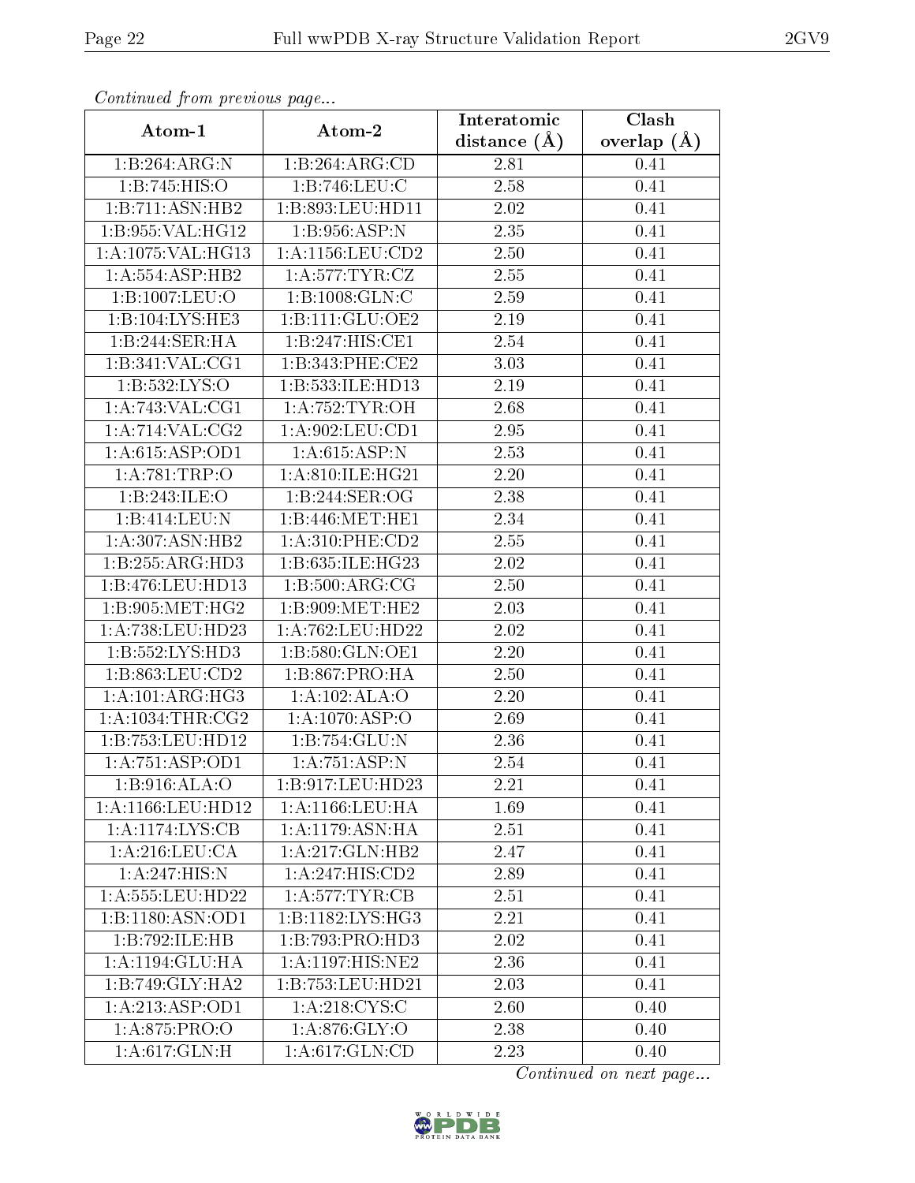*Continued from previous page...*

| Atom-1 | Atom-2 | Interatomic distance (Å) | Clash overlap (Å) |
|---|---|---|---|
| 1:B:264:ARG:N | 1:B:264:ARG:CD | 2.81 | 0.41 |
| 1:B:745:HIS:O | 1:B:746:LEU:C | 2.58 | 0.41 |
| 1:B:711:ASN:HB2 | 1:B:893:LEU:HD11 | 2.02 | 0.41 |
| 1:B:955:VAL:HG12 | 1:B:956:ASP:N | 2.35 | 0.41 |
| 1:A:1075:VAL:HG13 | 1:A:1156:LEU:CD2 | 2.50 | 0.41 |
| 1:A:554:ASP:HB2 | 1:A:577:TYR:CZ | 2.55 | 0.41 |
| 1:B:1007:LEU:O | 1:B:1008:GLN:C | 2.59 | 0.41 |
| 1:B:104:LYS:HE3 | 1:B:111:GLU:OE2 | 2.19 | 0.41 |
| 1:B:244:SER:HA | 1:B:247:HIS:CE1 | 2.54 | 0.41 |
| 1:B:341:VAL:CG1 | 1:B:343:PHE:CE2 | 3.03 | 0.41 |
| 1:B:532:LYS:O | 1:B:533:ILE:HD13 | 2.19 | 0.41 |
| 1:A:743:VAL:CG1 | 1:A:752:TYR:OH | 2.68 | 0.41 |
| 1:A:714:VAL:CG2 | 1:A:902:LEU:CD1 | 2.95 | 0.41 |
| 1:A:615:ASP:OD1 | 1:A:615:ASP:N | 2.53 | 0.41 |
| 1:A:781:TRP:O | 1:A:810:ILE:HG21 | 2.20 | 0.41 |
| 1:B:243:ILE:O | 1:B:244:SER:OG | 2.38 | 0.41 |
| 1:B:414:LEU:N | 1:B:446:MET:HE1 | 2.34 | 0.41 |
| 1:A:307:ASN:HB2 | 1:A:310:PHE:CD2 | 2.55 | 0.41 |
| 1:B:255:ARG:HD3 | 1:B:635:ILE:HG23 | 2.02 | 0.41 |
| 1:B:476:LEU:HD13 | 1:B:500:ARG:CG | 2.50 | 0.41 |
| 1:B:905:MET:HG2 | 1:B:909:MET:HE2 | 2.03 | 0.41 |
| 1:A:738:LEU:HD23 | 1:A:762:LEU:HD22 | 2.02 | 0.41 |
| 1:B:552:LYS:HD3 | 1:B:580:GLN:OE1 | 2.20 | 0.41 |
| 1:B:863:LEU:CD2 | 1:B:867:PRO:HA | 2.50 | 0.41 |
| 1:A:101:ARG:HG3 | 1:A:102:ALA:O | 2.20 | 0.41 |
| 1:A:1034:THR:CG2 | 1:A:1070:ASP:O | 2.69 | 0.41 |
| 1:B:753:LEU:HD12 | 1:B:754:GLU:N | 2.36 | 0.41 |
| 1:A:751:ASP:OD1 | 1:A:751:ASP:N | 2.54 | 0.41 |
| 1:B:916:ALA:O | 1:B:917:LEU:HD23 | 2.21 | 0.41 |
| 1:A:1166:LEU:HD12 | 1:A:1166:LEU:HA | 1.69 | 0.41 |
| 1:A:1174:LYS:CB | 1:A:1179:ASN:HA | 2.51 | 0.41 |
| 1:A:216:LEU:CA | 1:A:217:GLN:HB2 | 2.47 | 0.41 |
| 1:A:247:HIS:N | 1:A:247:HIS:CD2 | 2.89 | 0.41 |
| 1:A:555:LEU:HD22 | 1:A:577:TYR:CB | 2.51 | 0.41 |
| 1:B:1180:ASN:OD1 | 1:B:1182:LYS:HG3 | 2.21 | 0.41 |
| 1:B:792:ILE:HB | 1:B:793:PRO:HD3 | 2.02 | 0.41 |
| 1:A:1194:GLU:HA | 1:A:1197:HIS:NE2 | 2.36 | 0.41 |
| 1:B:749:GLY:HA2 | 1:B:753:LEU:HD21 | 2.03 | 0.41 |
| 1:A:213:ASP:OD1 | 1:A:218:CYS:C | 2.60 | 0.40 |
| 1:A:875:PRO:O | 1:A:876:GLY:O | 2.38 | 0.40 |
| 1:A:617:GLN:H | 1:A:617:GLN:CD | 2.23 | 0.40 |

*Continued on next page...*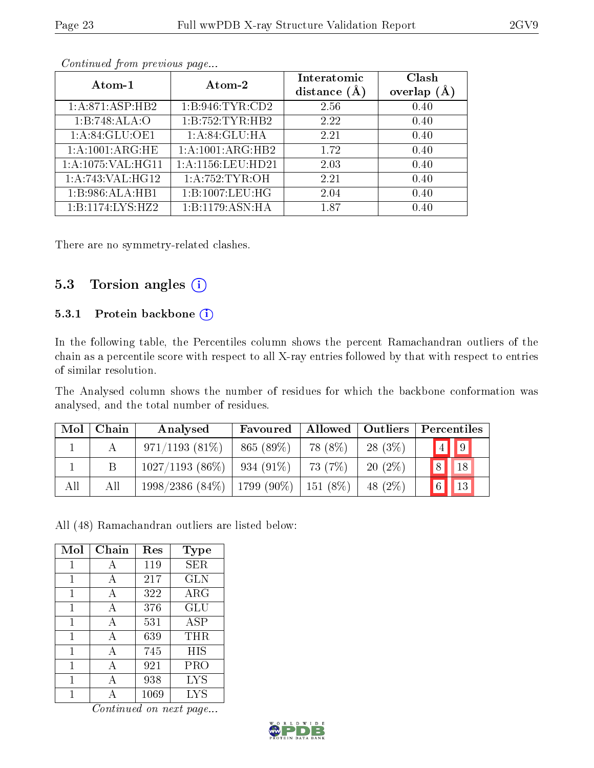*Continued from previous page...*

| Atom-1 | Atom-2 | Interatomic distance (Å) | Clash overlap (Å) |
|---|---|---|---|
| 1:A:871:ASP:HB2 | 1:B:946:TYR:CD2 | 2.56 | 0.40 |
| 1:B:748:ALA:O | 1:B:752:TYR:HB2 | 2.22 | 0.40 |
| 1:A:84:GLU:OE1 | 1:A:84:GLU:HA | 2.21 | 0.40 |
| 1:A:1001:ARG:HE | 1:A:1001:ARG:HB2 | 1.72 | 0.40 |
| 1:A:1075:VAL:HG11 | 1:A:1156:LEU:HD21 | 2.03 | 0.40 |
| 1:A:743:VAL:HG12 | 1:A:752:TYR:OH | 2.21 | 0.40 |
| 1:B:986:ALA:HB1 | 1:B:1007:LEU:HG | 2.04 | 0.40 |
| 1:B:1174:LYS:HZ2 | 1:B:1179:ASN:HA | 1.87 | 0.40 |

There are no symmetry-related clashes.

## 5.3 Torsion angles

### 5.3.1 Protein backbone

In the following table, the Percentiles column shows the percent Ramachandran outliers of the chain as a percentile score with respect to all X-ray entries followed by that with respect to entries of similar resolution.

The Analysed column shows the number of residues for which the backbone conformation was analysed, and the total number of residues.

| Mol | Chain | Analysed | Favoured | Allowed | Outliers | Percentiles | |
|---|---|---|---|---|---|---|---|
| 1 | A | 971/1193 (81%) | 865 (89%) | 78 (8%) | 28 (3%) | 4 | 9 |
| 1 | B | 1027/1193 (86%) | 934 (91%) | 73 (7%) | 20 (2%) | 8 | 18 |
| All | All | 1998/2386 (84%) | 1799 (90%) | 151 (8%) | 48 (2%) | 6 | 13 |

All (48) Ramachandran outliers are listed below:

| Mol | Chain | Res | Type |
|---|---|---|---|
| 1 | A | 119 | SER |
| 1 | A | 217 | GLN |
| 1 | A | 322 | ARG |
| 1 | A | 376 | GLU |
| 1 | A | 531 | ASP |
| 1 | A | 639 | THR |
| 1 | A | 745 | HIS |
| 1 | A | 921 | PRO |
| 1 | A | 938 | LYS |
| 1 | A | 1069 | LYS |

*Continued on next page...*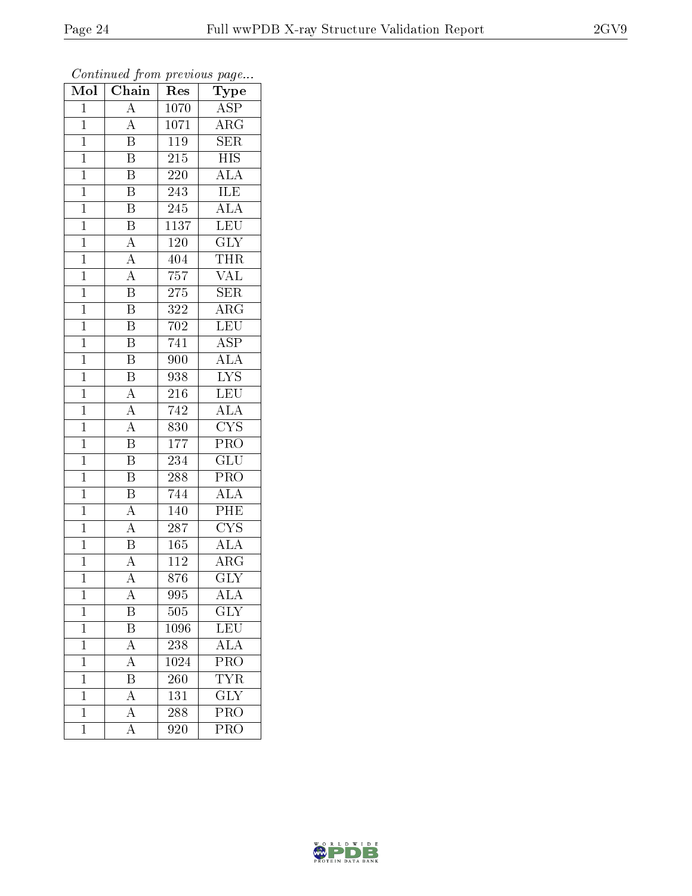*Continued from previous page...*

| Mol | Chain | Res | Type |
|---|---|---|---|
| 1 | A | 1070 | ASP |
| 1 | A | 1071 | ARG |
| 1 | B | 119 | SER |
| 1 | B | 215 | HIS |
| 1 | B | 220 | ALA |
| 1 | B | 243 | ILE |
| 1 | B | 245 | ALA |
| 1 | B | 1137 | LEU |
| 1 | A | 120 | GLY |
| 1 | A | 404 | THR |
| 1 | A | 757 | VAL |
| 1 | B | 275 | SER |
| 1 | B | 322 | ARG |
| 1 | B | 702 | LEU |
| 1 | B | 741 | ASP |
| 1 | B | 900 | ALA |
| 1 | B | 938 | LYS |
| 1 | A | 216 | LEU |
| 1 | A | 742 | ALA |
| 1 | A | 830 | CYS |
| 1 | B | 177 | PRO |
| 1 | B | 234 | GLU |
| 1 | B | 288 | PRO |
| 1 | B | 744 | ALA |
| 1 | A | 140 | PHE |
| 1 | A | 287 | CYS |
| 1 | B | 165 | ALA |
| 1 | A | 112 | ARG |
| 1 | A | 876 | GLY |
| 1 | A | 995 | ALA |
| 1 | B | 505 | GLY |
| 1 | B | 1096 | LEU |
| 1 | A | 238 | ALA |
| 1 | A | 1024 | PRO |
| 1 | B | 260 | TYR |
| 1 | A | 131 | GLY |
| 1 | A | 288 | PRO |
| 1 | A | 920 | PRO |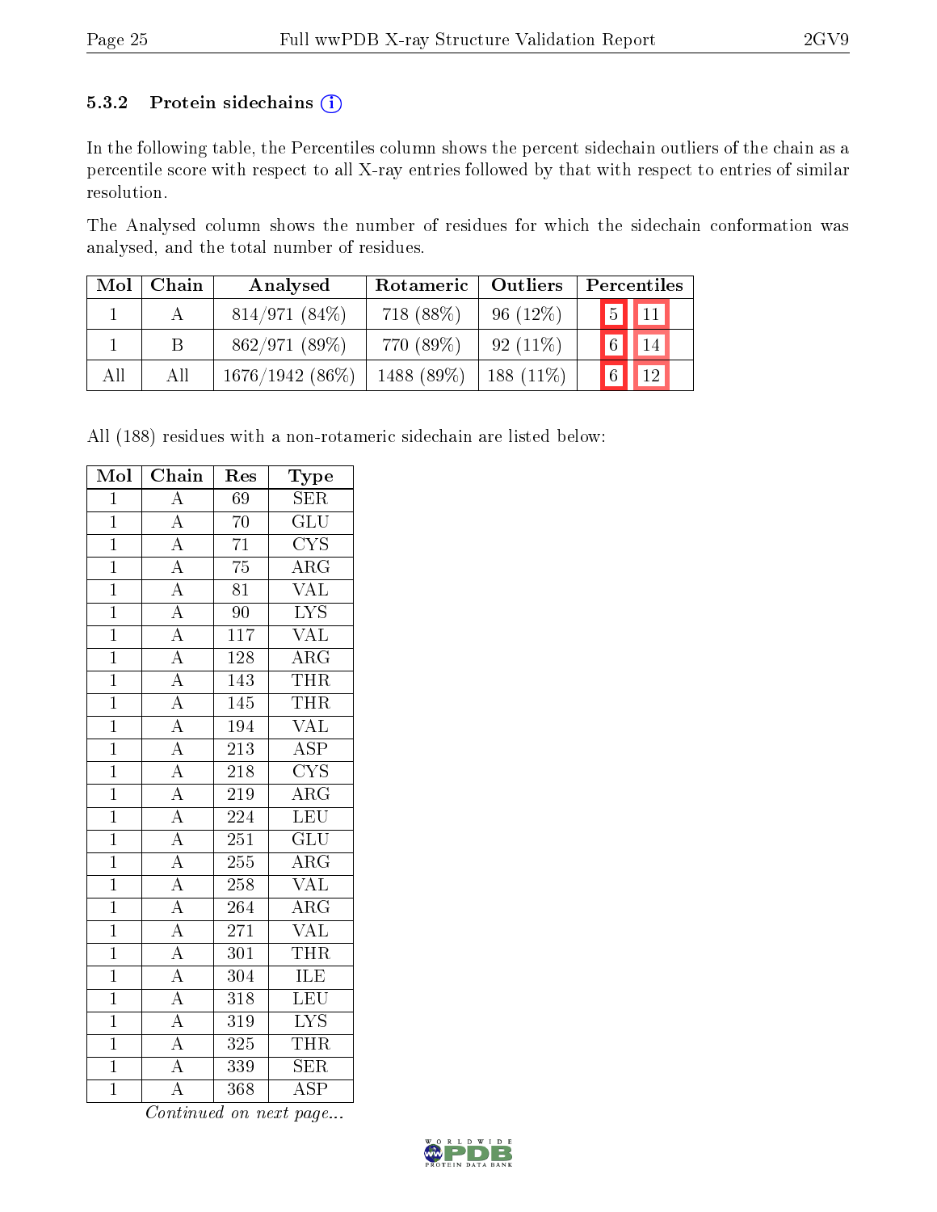### 5.3.2 Protein sidechains (i)

In the following table, the Percentiles column shows the percent sidechain outliers of the chain as a percentile score with respect to all X-ray entries followed by that with respect to entries of similar resolution.

The Analysed column shows the number of residues for which the sidechain conformation was analysed, and the total number of residues.

| Mol | Chain | Analysed | Rotameric | Outliers | Percentiles | |
|---|---|---|---|---|---|---|
| 1 | A | 814/971 (84%) | 718 (88%) | 96 (12%) | 5 | 11 |
| 1 | B | 862/971 (89%) | 770 (89%) | 92 (11%) | 6 | 14 |
| All | All | 1676/1942 (86%) | 1488 (89%) | 188 (11%) | 6 | 12 |

All (188) residues with a non-rotameric sidechain are listed below:

| Mol | Chain | Res | Type |
|---|---|---|---|
| 1 | A | 69 | SER |
| 1 | A | 70 | GLU |
| 1 | A | 71 | CYS |
| 1 | A | 75 | ARG |
| 1 | A | 81 | VAL |
| 1 | A | 90 | LYS |
| 1 | A | 117 | VAL |
| 1 | A | 128 | ARG |
| 1 | A | 143 | THR |
| 1 | A | 145 | THR |
| 1 | A | 194 | VAL |
| 1 | A | 213 | ASP |
| 1 | A | 218 | CYS |
| 1 | A | 219 | ARG |
| 1 | A | 224 | LEU |
| 1 | A | 251 | GLU |
| 1 | A | 255 | ARG |
| 1 | A | 258 | VAL |
| 1 | A | 264 | ARG |
| 1 | A | 271 | VAL |
| 1 | A | 301 | THR |
| 1 | A | 304 | ILE |
| 1 | A | 318 | LEU |
| 1 | A | 319 | LYS |
| 1 | A | 325 | THR |
| 1 | A | 339 | SER |
| 1 | A | 368 | ASP |

*Continued on next page...*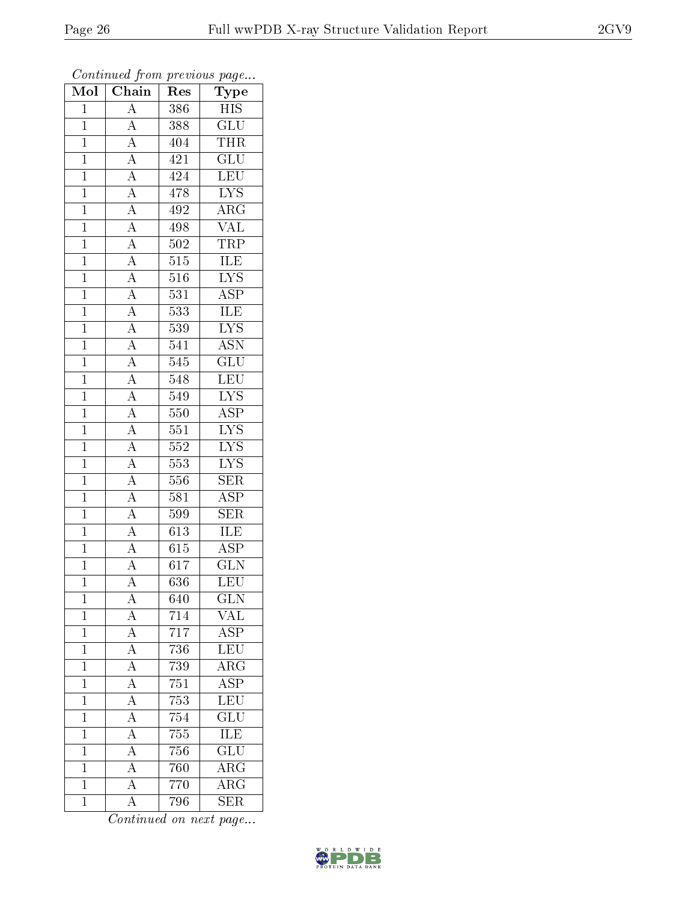*Continued from previous page...*

| Mol | Chain | Res | Type |
| --- | --- | --- | --- |
| 1 | A | 386 | HIS |
| 1 | A | 388 | GLU |
| 1 | A | 404 | THR |
| 1 | A | 421 | GLU |
| 1 | A | 424 | LEU |
| 1 | A | 478 | LYS |
| 1 | A | 492 | ARG |
| 1 | A | 498 | VAL |
| 1 | A | 502 | TRP |
| 1 | A | 515 | ILE |
| 1 | A | 516 | LYS |
| 1 | A | 531 | ASP |
| 1 | A | 533 | ILE |
| 1 | A | 539 | LYS |
| 1 | A | 541 | ASN |
| 1 | A | 545 | GLU |
| 1 | A | 548 | LEU |
| 1 | A | 549 | LYS |
| 1 | A | 550 | ASP |
| 1 | A | 551 | LYS |
| 1 | A | 552 | LYS |
| 1 | A | 553 | LYS |
| 1 | A | 556 | SER |
| 1 | A | 581 | ASP |
| 1 | A | 599 | SER |
| 1 | A | 613 | ILE |
| 1 | A | 615 | ASP |
| 1 | A | 617 | GLN |
| 1 | A | 636 | LEU |
| 1 | A | 640 | GLN |
| 1 | A | 714 | VAL |
| 1 | A | 717 | ASP |
| 1 | A | 736 | LEU |
| 1 | A | 739 | ARG |
| 1 | A | 751 | ASP |
| 1 | A | 753 | LEU |
| 1 | A | 754 | GLU |
| 1 | A | 755 | ILE |
| 1 | A | 756 | GLU |
| 1 | A | 760 | ARG |
| 1 | A | 770 | ARG |
| 1 | A | 796 | SER |

*Continued on next page...*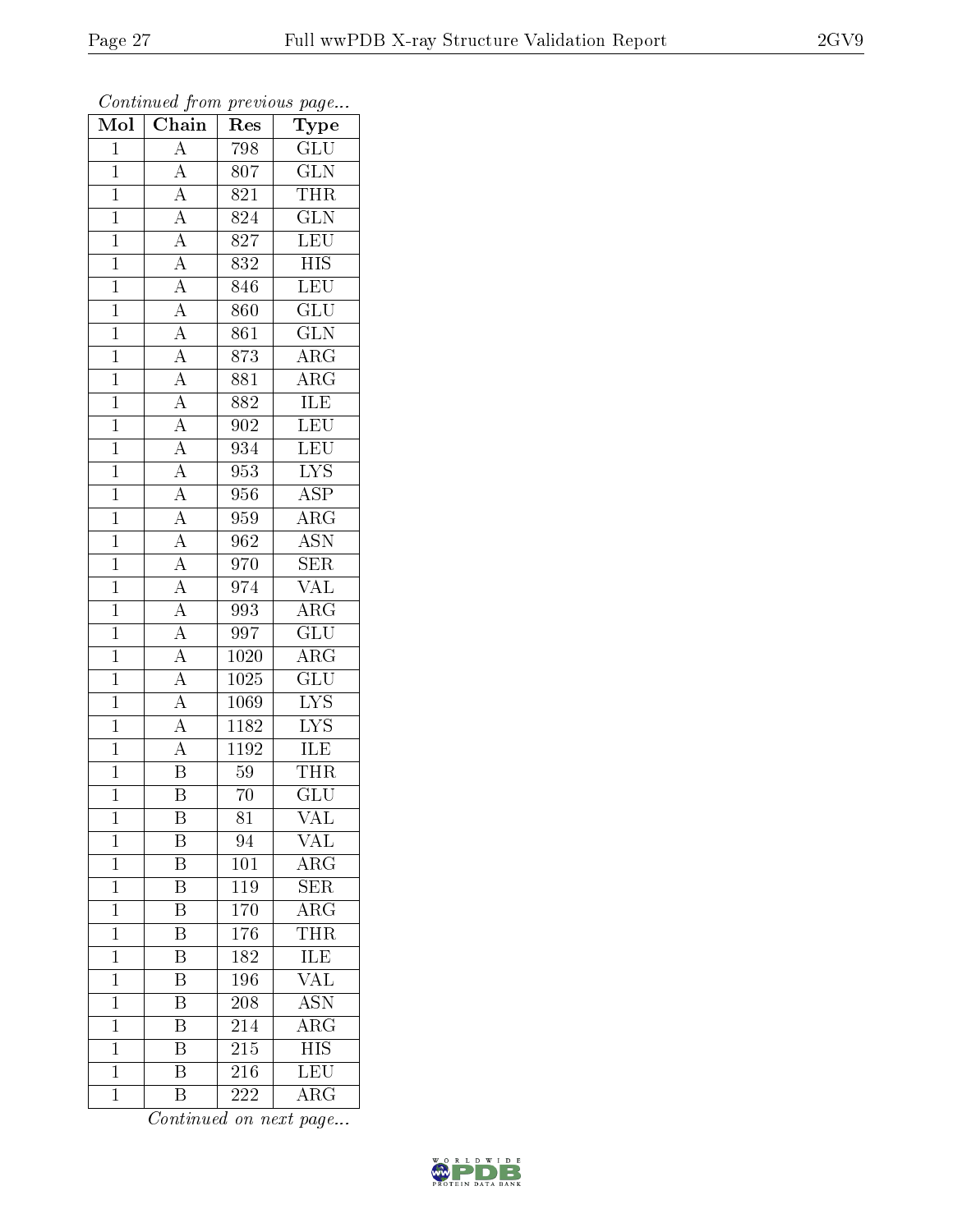*Continued from previous page...*

| Mol | Chain | Res | Type |
|---|---|---|---|
| 1 | A | 798 | GLU |
| 1 | A | 807 | GLN |
| 1 | A | 821 | THR |
| 1 | A | 824 | GLN |
| 1 | A | 827 | LEU |
| 1 | A | 832 | HIS |
| 1 | A | 846 | LEU |
| 1 | A | 860 | GLU |
| 1 | A | 861 | GLN |
| 1 | A | 873 | ARG |
| 1 | A | 881 | ARG |
| 1 | A | 882 | ILE |
| 1 | A | 902 | LEU |
| 1 | A | 934 | LEU |
| 1 | A | 953 | LYS |
| 1 | A | 956 | ASP |
| 1 | A | 959 | ARG |
| 1 | A | 962 | ASN |
| 1 | A | 970 | SER |
| 1 | A | 974 | VAL |
| 1 | A | 993 | ARG |
| 1 | A | 997 | GLU |
| 1 | A | 1020 | ARG |
| 1 | A | 1025 | GLU |
| 1 | A | 1069 | LYS |
| 1 | A | 1182 | LYS |
| 1 | A | 1192 | ILE |
| 1 | B | 59 | THR |
| 1 | B | 70 | GLU |
| 1 | B | 81 | VAL |
| 1 | B | 94 | VAL |
| 1 | B | 101 | ARG |
| 1 | B | 119 | SER |
| 1 | B | 170 | ARG |
| 1 | B | 176 | THR |
| 1 | B | 182 | ILE |
| 1 | B | 196 | VAL |
| 1 | B | 208 | ASN |
| 1 | B | 214 | ARG |
| 1 | B | 215 | HIS |
| 1 | B | 216 | LEU |
| 1 | B | 222 | ARG |

*Continued on next page...*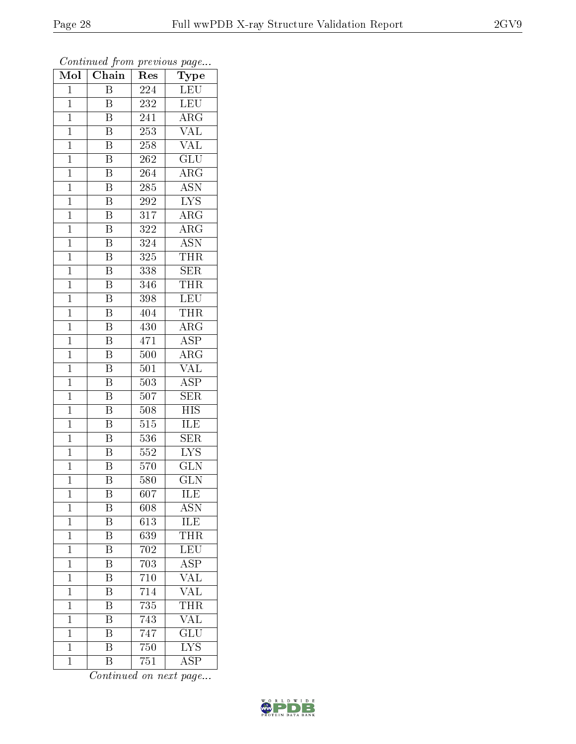*Continued from previous page...*

| Mol | Chain | Res | Type |
|---|---|---|---|
| 1 | B | 224 | LEU |
| 1 | B | 232 | LEU |
| 1 | B | 241 | ARG |
| 1 | B | 253 | VAL |
| 1 | B | 258 | VAL |
| 1 | B | 262 | GLU |
| 1 | B | 264 | ARG |
| 1 | B | 285 | ASN |
| 1 | B | 292 | LYS |
| 1 | B | 317 | ARG |
| 1 | B | 322 | ARG |
| 1 | B | 324 | ASN |
| 1 | B | 325 | THR |
| 1 | B | 338 | SER |
| 1 | B | 346 | THR |
| 1 | B | 398 | LEU |
| 1 | B | 404 | THR |
| 1 | B | 430 | ARG |
| 1 | B | 471 | ASP |
| 1 | B | 500 | ARG |
| 1 | B | 501 | VAL |
| 1 | B | 503 | ASP |
| 1 | B | 507 | SER |
| 1 | B | 508 | HIS |
| 1 | B | 515 | ILE |
| 1 | B | 536 | SER |
| 1 | B | 552 | LYS |
| 1 | B | 570 | GLN |
| 1 | B | 580 | GLN |
| 1 | B | 607 | ILE |
| 1 | B | 608 | ASN |
| 1 | B | 613 | ILE |
| 1 | B | 639 | THR |
| 1 | B | 702 | LEU |
| 1 | B | 703 | ASP |
| 1 | B | 710 | VAL |
| 1 | B | 714 | VAL |
| 1 | B | 735 | THR |
| 1 | B | 743 | VAL |
| 1 | B | 747 | GLU |
| 1 | B | 750 | LYS |
| 1 | B | 751 | ASP |

*Continued on next page...*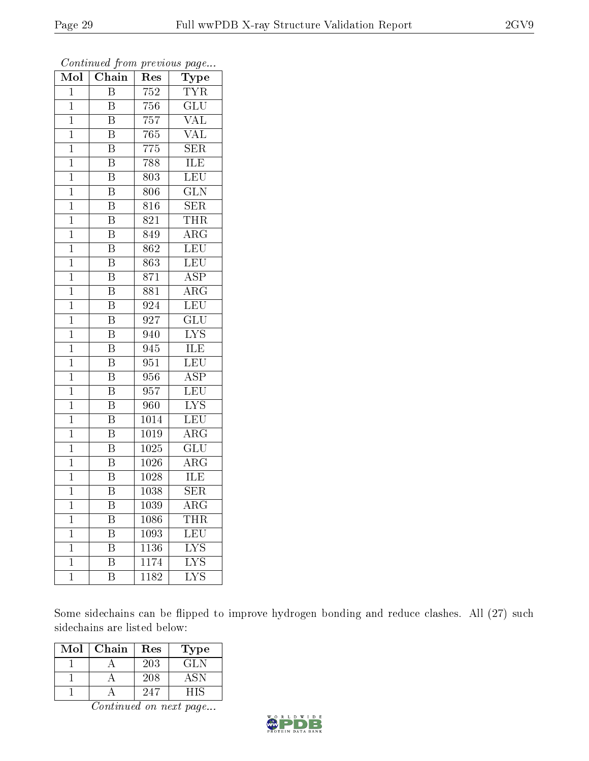*Continued from previous page...*

| Mol | Chain | Res | Type |
|---|---|---|---|
| 1 | B | 752 | TYR |
| 1 | B | 756 | GLU |
| 1 | B | 757 | VAL |
| 1 | B | 765 | VAL |
| 1 | B | 775 | SER |
| 1 | B | 788 | ILE |
| 1 | B | 803 | LEU |
| 1 | B | 806 | GLN |
| 1 | B | 816 | SER |
| 1 | B | 821 | THR |
| 1 | B | 849 | ARG |
| 1 | B | 862 | LEU |
| 1 | B | 863 | LEU |
| 1 | B | 871 | ASP |
| 1 | B | 881 | ARG |
| 1 | B | 924 | LEU |
| 1 | B | 927 | GLU |
| 1 | B | 940 | LYS |
| 1 | B | 945 | ILE |
| 1 | B | 951 | LEU |
| 1 | B | 956 | ASP |
| 1 | B | 957 | LEU |
| 1 | B | 960 | LYS |
| 1 | B | 1014 | LEU |
| 1 | B | 1019 | ARG |
| 1 | B | 1025 | GLU |
| 1 | B | 1026 | ARG |
| 1 | B | 1028 | ILE |
| 1 | B | 1038 | SER |
| 1 | B | 1039 | ARG |
| 1 | B | 1086 | THR |
| 1 | B | 1093 | LEU |
| 1 | B | 1136 | LYS |
| 1 | B | 1174 | LYS |
| 1 | B | 1182 | LYS |

Some sidechains can be flipped to improve hydrogen bonding and reduce clashes. All (27) such sidechains are listed below:

| Mol | Chain | Res | Type |
|---|---|---|---|
| 1 | A | 203 | GLN |
| 1 | A | 208 | ASN |
| 1 | A | 247 | HIS |

*Continued on next page...*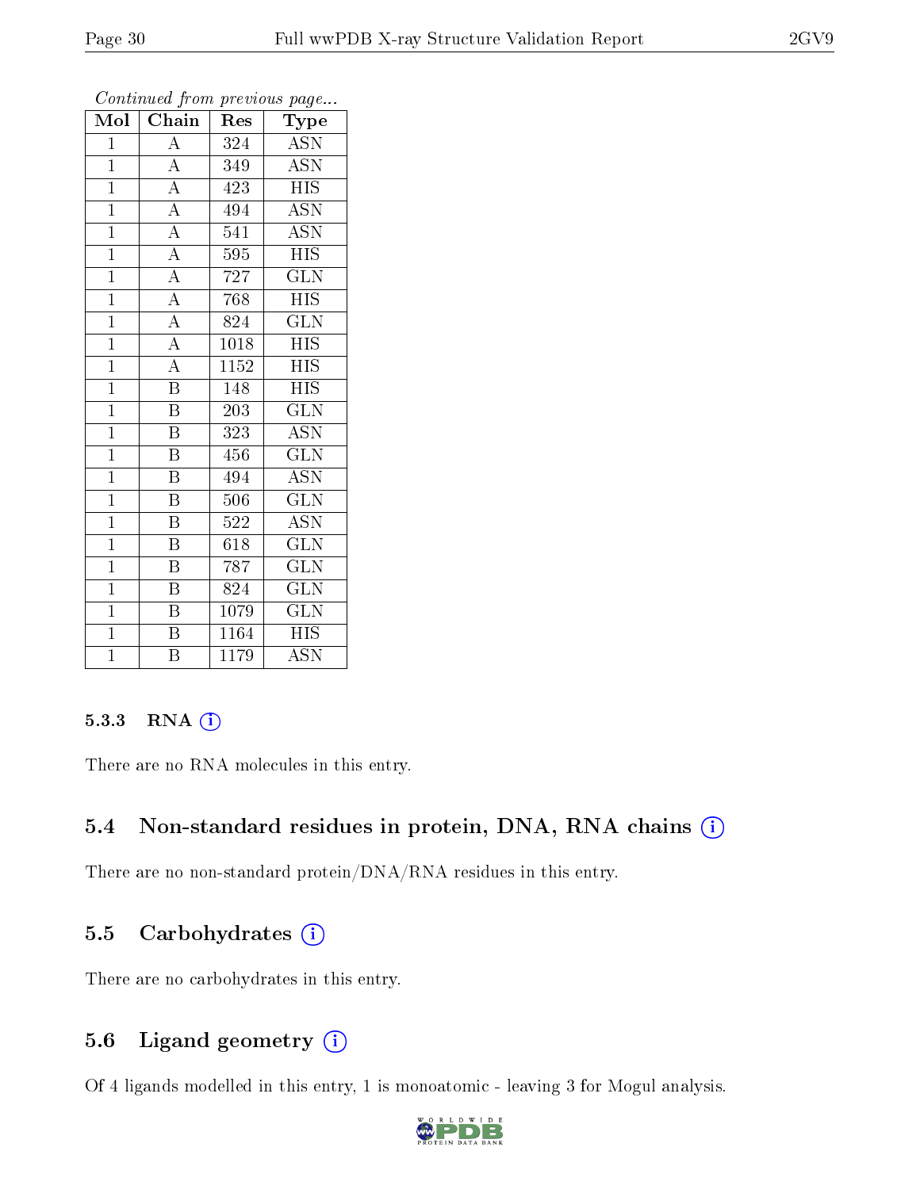*Continued from previous page...*

| Mol | Chain | Res | Type |
|---|---|---|---|
| 1 | A | 324 | ASN |
| 1 | A | 349 | ASN |
| 1 | A | 423 | HIS |
| 1 | A | 494 | ASN |
| 1 | A | 541 | ASN |
| 1 | A | 595 | HIS |
| 1 | A | 727 | GLN |
| 1 | A | 768 | HIS |
| 1 | A | 824 | GLN |
| 1 | A | 1018 | HIS |
| 1 | A | 1152 | HIS |
| 1 | B | 148 | HIS |
| 1 | B | 203 | GLN |
| 1 | B | 323 | ASN |
| 1 | B | 456 | GLN |
| 1 | B | 494 | ASN |
| 1 | B | 506 | GLN |
| 1 | B | 522 | ASN |
| 1 | B | 618 | GLN |
| 1 | B | 787 | GLN |
| 1 | B | 824 | GLN |
| 1 | B | 1079 | GLN |
| 1 | B | 1164 | HIS |
| 1 | B | 1179 | ASN |

#### 5.3.3 RNA

There are no RNA molecules in this entry.

### 5.4 Non-standard residues in protein, DNA, RNA chains

There are no non-standard protein/DNA/RNA residues in this entry.

### 5.5 Carbohydrates

There are no carbohydrates in this entry.

### 5.6 Ligand geometry

Of 4 ligands modelled in this entry, 1 is monoatomic - leaving 3 for Mogul analysis.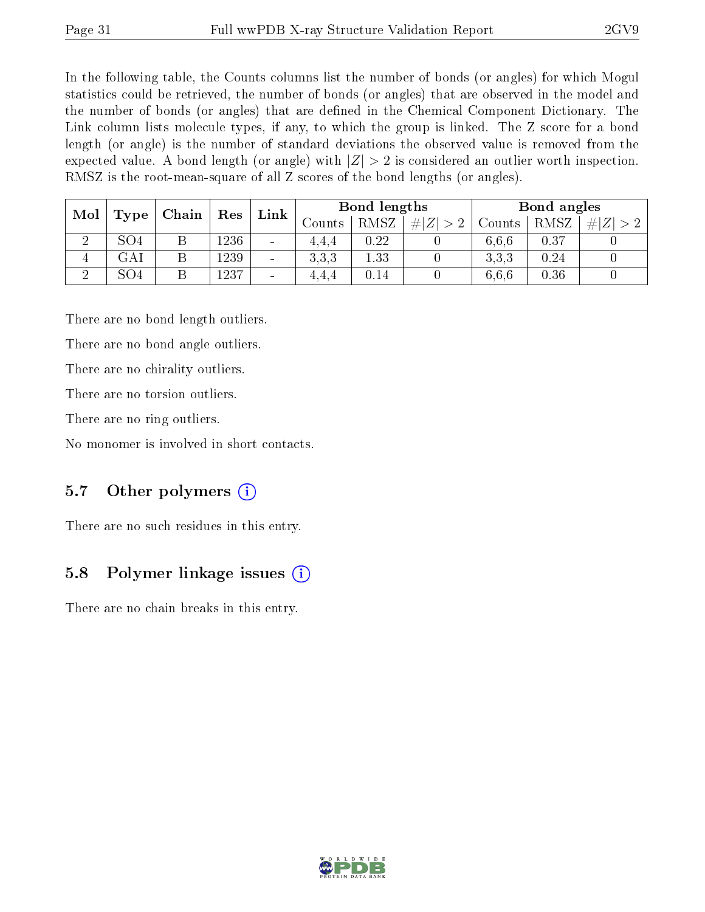In the following table, the Counts columns list the number of bonds (or angles) for which Mogul statistics could be retrieved, the number of bonds (or angles) that are observed in the model and the number of bonds (or angles) that are defined in the Chemical Component Dictionary. The Link column lists molecule types, if any, to which the group is linked. The Z score for a bond length (or angle) is the number of standard deviations the observed value is removed from the expected value. A bond length (or angle) with $|Z| > 2$ is considered an outlier worth inspection. RMSZ is the root-mean-square of all Z scores of the bond lengths (or angles).

| Mol | Type | Chain | Res | Link | Bond lengths | | | Bond angles | | |
|---|---|---|---|---|---|---|---|---|---|---|
| | | | | | Counts | RMSZ | $\#\|Z\| > 2$ | Counts | RMSZ | $\#\|Z\| > 2$ |
| 2 | SO4 | B | 1236 | - | 4,4,4 | 0.22 | 0 | 6,6,6 | 0.37 | 0 |
| 4 | GAI | B | 1239 | - | 3,3,3 | 1.33 | 0 | 3,3,3 | 0.24 | 0 |
| 2 | SO4 | B | 1237 | - | 4,4,4 | 0.14 | 0 | 6,6,6 | 0.36 | 0 |

There are no bond length outliers.

There are no bond angle outliers.

There are no chirality outliers.

There are no torsion outliers.

There are no ring outliers.

No monomer is involved in short contacts.

## 5.7 Other polymers

There are no such residues in this entry.

## 5.8 Polymer linkage issues

There are no chain breaks in this entry.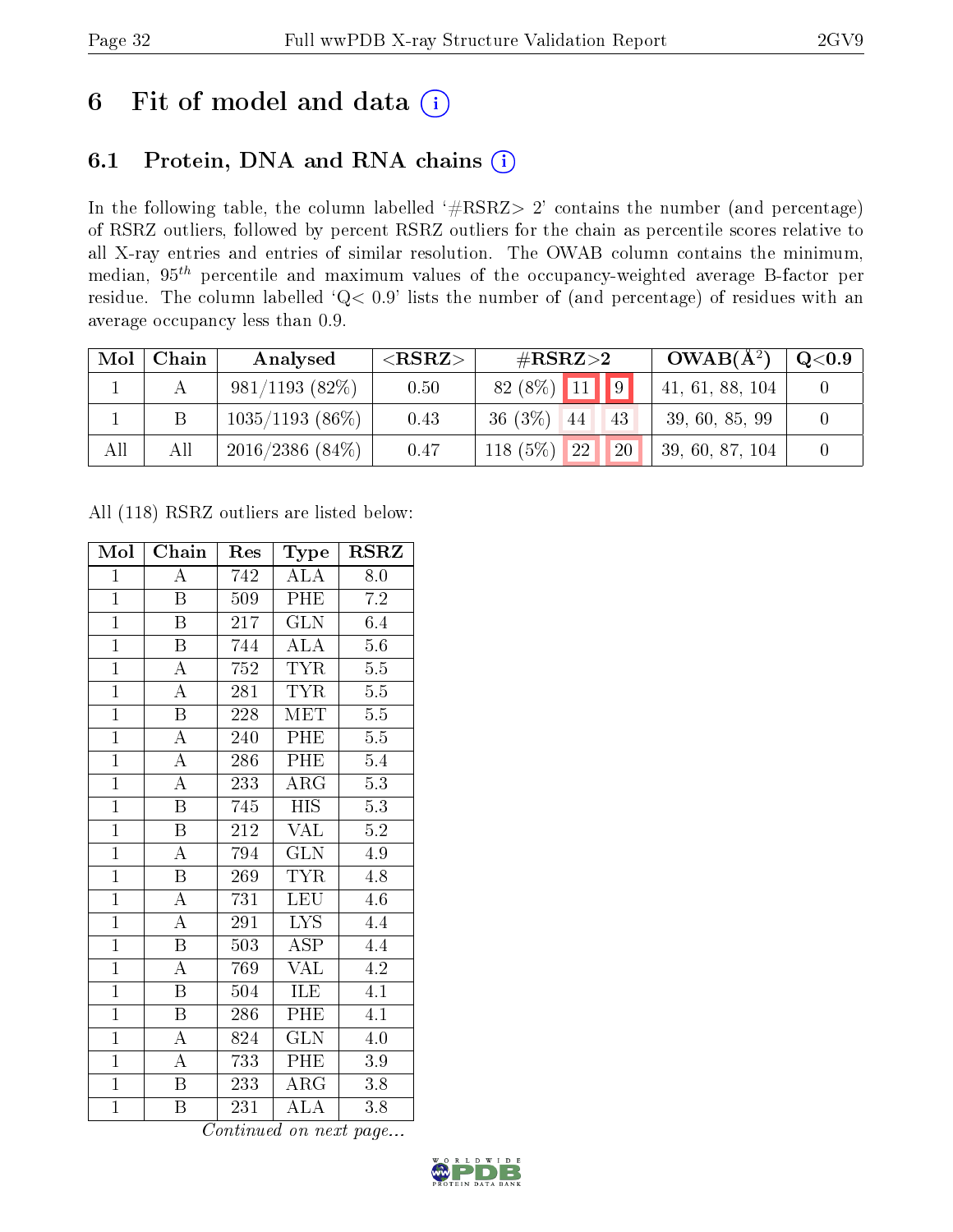# 6 Fit of model and data

## 6.1 Protein, DNA and RNA chains

In the following table, the column labelled '#RSRZ> 2' contains the number (and percentage) of RSRZ outliers, followed by percent RSRZ outliers for the chain as percentile scores relative to all X-ray entries and entries of similar resolution. The OWAB column contains the minimum, median, $95^{th}$ percentile and maximum values of the occupancy-weighted average B-factor per residue. The column labelled 'Q< 0.9' lists the number of (and percentage) of residues with an average occupancy less than 0.9.

| Mol | Chain | Analysed | <RSRZ> | #RSRZ>2 | | | OWAB(Å$^2$) | Q<0.9 |
|---|---|---|---|---|---|---|---|---|
| 1 | A | 981/1193 (82%) | 0.50 | 82 (8%) | 11 | 9 | 41, 61, 88, 104 | 0 |
| 1 | B | 1035/1193 (86%) | 0.43 | 36 (3%) | 44 | 43 | 39, 60, 85, 99 | 0 |
| All | All | 2016/2386 (84%) | 0.47 | 118 (5%) | 22 | 20 | 39, 60, 87, 104 | 0 |

All (118) RSRZ outliers are listed below:

| Mol | Chain | Res | Type | RSRZ |
|---|---|---|---|---|
| 1 | A | 742 | ALA | 8.0 |
| 1 | B | 509 | PHE | 7.2 |
| 1 | B | 217 | GLN | 6.4 |
| 1 | B | 744 | ALA | 5.6 |
| 1 | A | 752 | TYR | 5.5 |
| 1 | A | 281 | TYR | 5.5 |
| 1 | B | 228 | MET | 5.5 |
| 1 | A | 240 | PHE | 5.5 |
| 1 | A | 286 | PHE | 5.4 |
| 1 | A | 233 | ARG | 5.3 |
| 1 | B | 745 | HIS | 5.3 |
| 1 | B | 212 | VAL | 5.2 |
| 1 | A | 794 | GLN | 4.9 |
| 1 | B | 269 | TYR | 4.8 |
| 1 | A | 731 | LEU | 4.6 |
| 1 | A | 291 | LYS | 4.4 |
| 1 | B | 503 | ASP | 4.4 |
| 1 | A | 769 | VAL | 4.2 |
| 1 | B | 504 | ILE | 4.1 |
| 1 | B | 286 | PHE | 4.1 |
| 1 | A | 824 | GLN | 4.0 |
| 1 | A | 733 | PHE | 3.9 |
| 1 | B | 233 | ARG | 3.8 |
| 1 | B | 231 | ALA | 3.8 |

*Continued on next page...*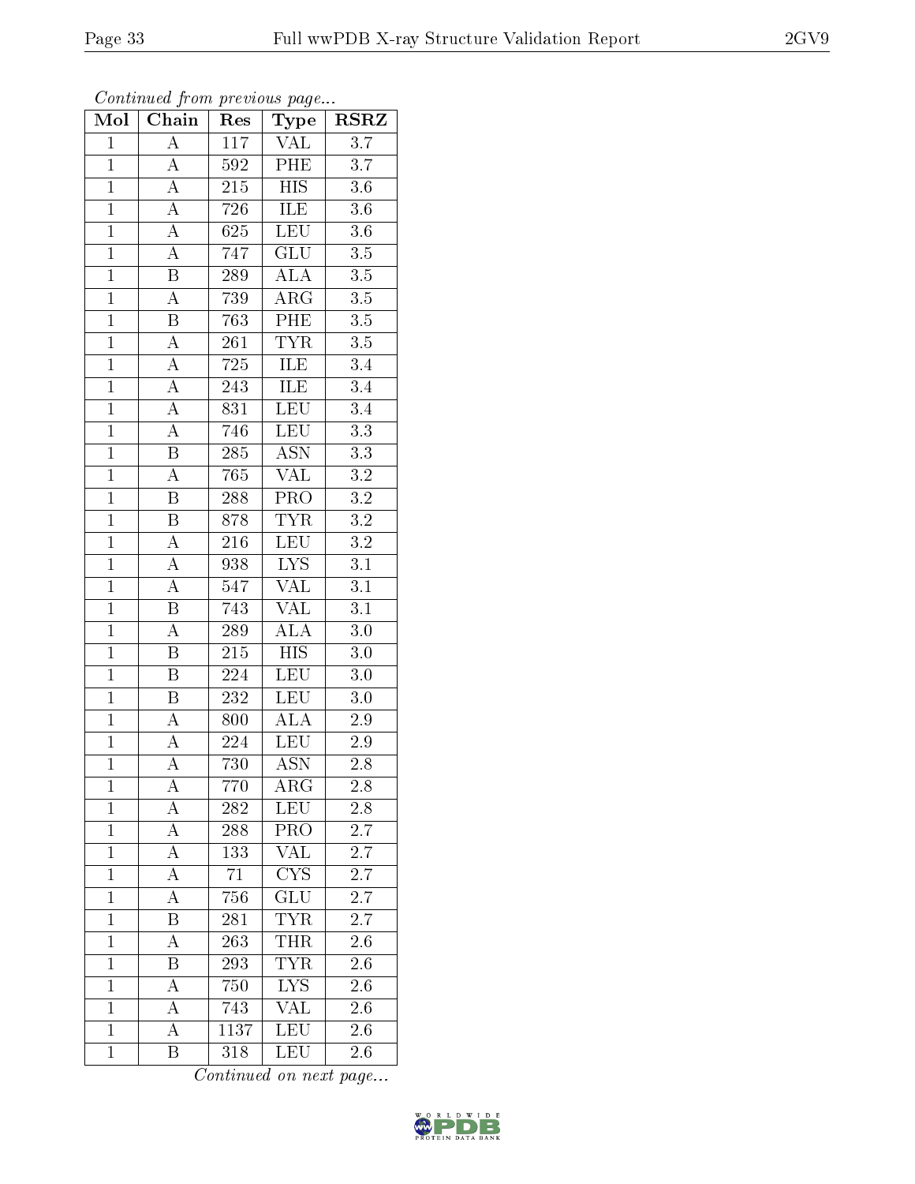*Continued from previous page...*

| Mol | Chain | Res | Type | RSRZ |
|---|---|---|---|---|
| 1 | A | 117 | VAL | 3.7 |
| 1 | A | 592 | PHE | 3.7 |
| 1 | A | 215 | HIS | 3.6 |
| 1 | A | 726 | ILE | 3.6 |
| 1 | A | 625 | LEU | 3.6 |
| 1 | A | 747 | GLU | 3.5 |
| 1 | B | 289 | ALA | 3.5 |
| 1 | A | 739 | ARG | 3.5 |
| 1 | B | 763 | PHE | 3.5 |
| 1 | A | 261 | TYR | 3.5 |
| 1 | A | 725 | ILE | 3.4 |
| 1 | A | 243 | ILE | 3.4 |
| 1 | A | 831 | LEU | 3.4 |
| 1 | A | 746 | LEU | 3.3 |
| 1 | B | 285 | ASN | 3.3 |
| 1 | A | 765 | VAL | 3.2 |
| 1 | B | 288 | PRO | 3.2 |
| 1 | B | 878 | TYR | 3.2 |
| 1 | A | 216 | LEU | 3.2 |
| 1 | A | 938 | LYS | 3.1 |
| 1 | A | 547 | VAL | 3.1 |
| 1 | B | 743 | VAL | 3.1 |
| 1 | A | 289 | ALA | 3.0 |
| 1 | B | 215 | HIS | 3.0 |
| 1 | B | 224 | LEU | 3.0 |
| 1 | B | 232 | LEU | 3.0 |
| 1 | A | 800 | ALA | 2.9 |
| 1 | A | 224 | LEU | 2.9 |
| 1 | A | 730 | ASN | 2.8 |
| 1 | A | 770 | ARG | 2.8 |
| 1 | A | 282 | LEU | 2.8 |
| 1 | A | 288 | PRO | 2.7 |
| 1 | A | 133 | VAL | 2.7 |
| 1 | A | 71 | CYS | 2.7 |
| 1 | A | 756 | GLU | 2.7 |
| 1 | B | 281 | TYR | 2.7 |
| 1 | A | 263 | THR | 2.6 |
| 1 | B | 293 | TYR | 2.6 |
| 1 | A | 750 | LYS | 2.6 |
| 1 | A | 743 | VAL | 2.6 |
| 1 | A | 1137 | LEU | 2.6 |
| 1 | B | 318 | LEU | 2.6 |

*Continued on next page...*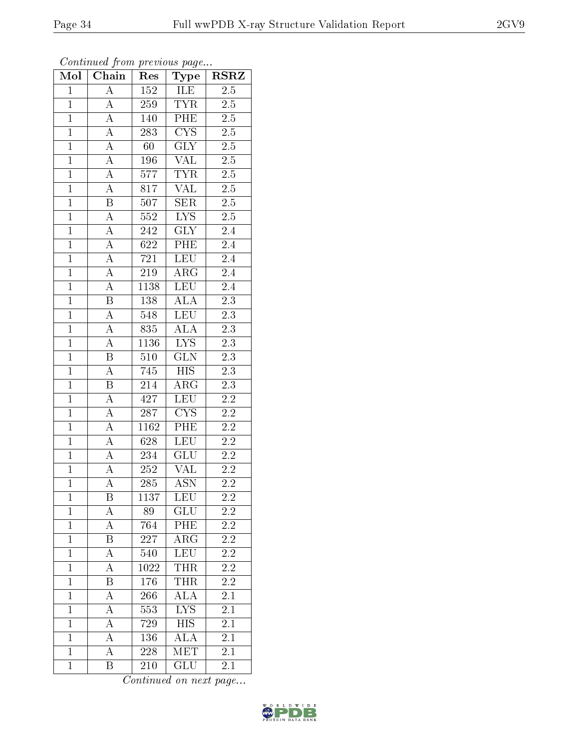*Continued from previous page...*

| Mol | Chain | Res | Type | RSRZ |
|---|---|---|---|---|
| 1 | A | 152 | ILE | 2.5 |
| 1 | A | 259 | TYR | 2.5 |
| 1 | A | 140 | PHE | 2.5 |
| 1 | A | 283 | CYS | 2.5 |
| 1 | A | 60 | GLY | 2.5 |
| 1 | A | 196 | VAL | 2.5 |
| 1 | A | 577 | TYR | 2.5 |
| 1 | A | 817 | VAL | 2.5 |
| 1 | B | 507 | SER | 2.5 |
| 1 | A | 552 | LYS | 2.5 |
| 1 | A | 242 | GLY | 2.4 |
| 1 | A | 622 | PHE | 2.4 |
| 1 | A | 721 | LEU | 2.4 |
| 1 | A | 219 | ARG | 2.4 |
| 1 | A | 1138 | LEU | 2.4 |
| 1 | B | 138 | ALA | 2.3 |
| 1 | A | 548 | LEU | 2.3 |
| 1 | A | 835 | ALA | 2.3 |
| 1 | A | 1136 | LYS | 2.3 |
| 1 | B | 510 | GLN | 2.3 |
| 1 | A | 745 | HIS | 2.3 |
| 1 | B | 214 | ARG | 2.3 |
| 1 | A | 427 | LEU | 2.2 |
| 1 | A | 287 | CYS | 2.2 |
| 1 | A | 1162 | PHE | 2.2 |
| 1 | A | 628 | LEU | 2.2 |
| 1 | A | 234 | GLU | 2.2 |
| 1 | A | 252 | VAL | 2.2 |
| 1 | A | 285 | ASN | 2.2 |
| 1 | B | 1137 | LEU | 2.2 |
| 1 | A | 89 | GLU | 2.2 |
| 1 | A | 764 | PHE | 2.2 |
| 1 | B | 227 | ARG | 2.2 |
| 1 | A | 540 | LEU | 2.2 |
| 1 | A | 1022 | THR | 2.2 |
| 1 | B | 176 | THR | 2.2 |
| 1 | A | 266 | ALA | 2.1 |
| 1 | A | 553 | LYS | 2.1 |
| 1 | A | 729 | HIS | 2.1 |
| 1 | A | 136 | ALA | 2.1 |
| 1 | A | 228 | MET | 2.1 |
| 1 | B | 210 | GLU | 2.1 |

*Continued on next page...*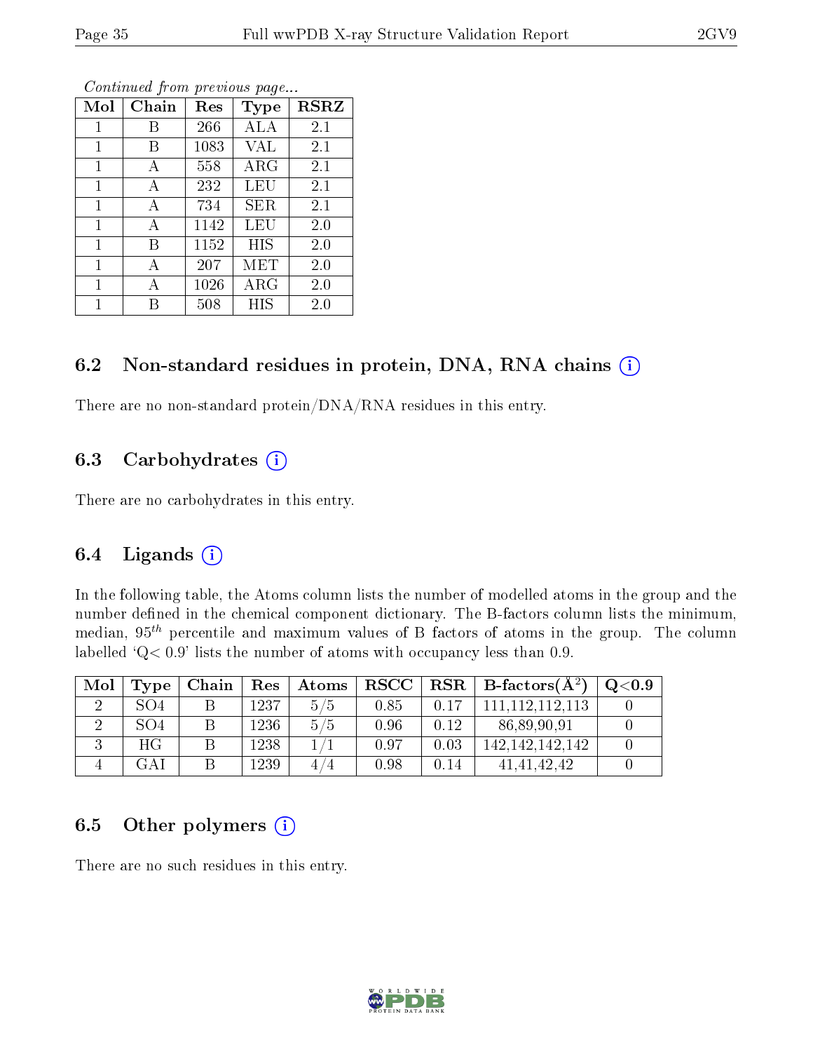*Continued from previous page...*

| Mol | Chain | Res | Type | RSRZ |
|---|---|---|---|---|
| 1 | B | 266 | ALA | 2.1 |
| 1 | B | 1083 | VAL | 2.1 |
| 1 | A | 558 | ARG | 2.1 |
| 1 | A | 232 | LEU | 2.1 |
| 1 | A | 734 | SER | 2.1 |
| 1 | A | 1142 | LEU | 2.0 |
| 1 | B | 1152 | HIS | 2.0 |
| 1 | A | 207 | MET | 2.0 |
| 1 | A | 1026 | ARG | 2.0 |
| 1 | B | 508 | HIS | 2.0 |

### 6.2 Non-standard residues in protein, DNA, RNA chains

There are no non-standard protein/DNA/RNA residues in this entry.

### 6.3 Carbohydrates

There are no carbohydrates in this entry.

### 6.4 Ligands

In the following table, the Atoms column lists the number of modelled atoms in the group and the number defined in the chemical component dictionary. The B-factors column lists the minimum, median, $95^{th}$ percentile and maximum values of B factors of atoms in the group. The column labelled 'Q< 0.9' lists the number of atoms with occupancy less than 0.9.

| Mol | Type | Chain | Res | Atoms | RSCC | RSR | B-factors($Å^2$) | Q<0.9 |
|---|---|---|---|---|---|---|---|---|
| 2 | SO4 | B | 1237 | 5/5 | 0.85 | 0.17 | 111,112,112,113 | 0 |
| 2 | SO4 | B | 1236 | 5/5 | 0.96 | 0.12 | 86,89,90,91 | 0 |
| 3 | HG | B | 1238 | 1/1 | 0.97 | 0.03 | 142,142,142,142 | 0 |
| 4 | GAI | B | 1239 | 4/4 | 0.98 | 0.14 | 41,41,42,42 | 0 |

### 6.5 Other polymers

There are no such residues in this entry.